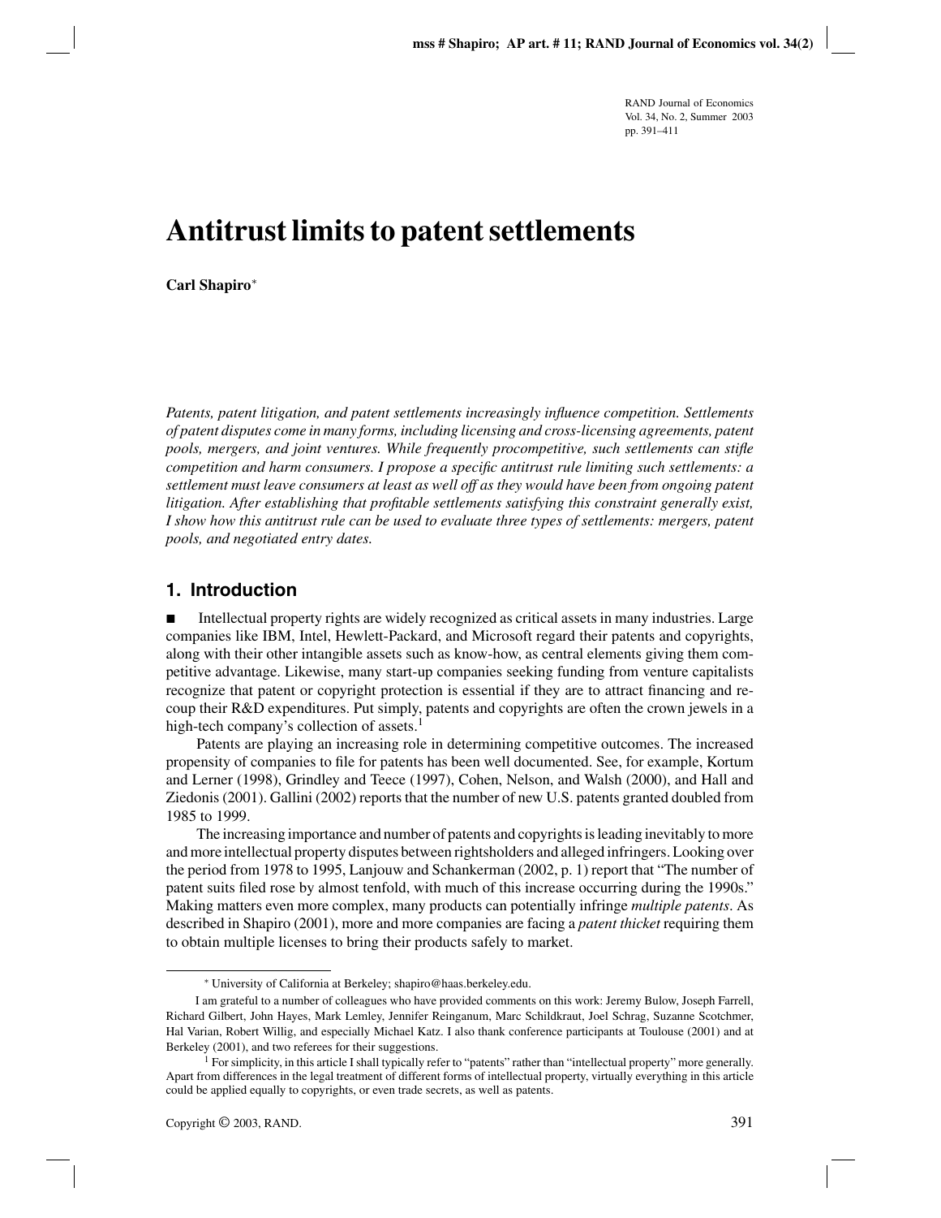# Antitrust limits to patent settlements

**Carl Shapiro***

*Patents, patent litigation, and patent settlements increasingly influence competition. Settlements of patent disputes come in many forms, including licensing and cross-licensing agreements, patent pools, mergers, and joint ventures. While frequently procompetitive, such settlements can stifle competition and harm consumers. I propose a specific antitrust rule limiting such settlements: a settlement must leave consumers at least as well off as they would have been from ongoing patent litigation. After establishing that profitable settlements satisfying this constraint generally exist, I show how this antitrust rule can be used to evaluate three types of settlements: mergers, patent pools, and negotiated entry dates.*

## 1. Introduction

■ Intellectual property rights are widely recognized as critical assets in many industries. Large companies like IBM, Intel, Hewlett-Packard, and Microsoft regard their patents and copyrights, along with their other intangible assets such as know-how, as central elements giving them competitive advantage. Likewise, many start-up companies seeking funding from venture capitalists recognize that patent or copyright protection is essential if they are to attract financing and recoup their R&D expenditures. Put simply, patents and copyrights are often the crown jewels in a high-tech company's collection of assets.[1]

Patents are playing an increasing role in determining competitive outcomes. The increased propensity of companies to file for patents has been well documented. See, for example, Kortum and Lerner (1998), Grindley and Teece (1997), Cohen, Nelson, and Walsh (2000), and Hall and Ziedonis (2001). Gallini (2002) reports that the number of new U.S. patents granted doubled from 1985 to 1999.

The increasing importance and number of patents and copyrights is leading inevitably to more and more intellectual property disputes between rightsholders and alleged infringers. Looking over the period from 1978 to 1995, Lanjouw and Schankerman (2002, p. 1) report that "The number of patent suits filed rose by almost tenfold, with much of this increase occurring during the 1990s." Making matters even more complex, many products can potentially infringe *multiple patents*. As described in Shapiro (2001), more and more companies are facing a *patent thicket* requiring them to obtain multiple licenses to bring their products safely to market.

---

* University of California at Berkeley; shapiro@haas.berkeley.edu.

I am grateful to a number of colleagues who have provided comments on this work: Jeremy Bulow, Joseph Farrell, Richard Gilbert, John Hayes, Mark Lemley, Jennifer Reinganum, Marc Schildkraut, Joel Schrag, Suzanne Scotchmer, Hal Varian, Robert Willig, and especially Michael Katz. I also thank conference participants at Toulouse (2001) and at Berkeley (2001), and two referees for their suggestions.

[1] For simplicity, in this article I shall typically refer to "patents" rather than "intellectual property" more generally. Apart from differences in the legal treatment of different forms of intellectual property, virtually everything in this article could be applied equally to copyrights, or even trade secrets, as well as patents.

Copyright © 2003, RAND.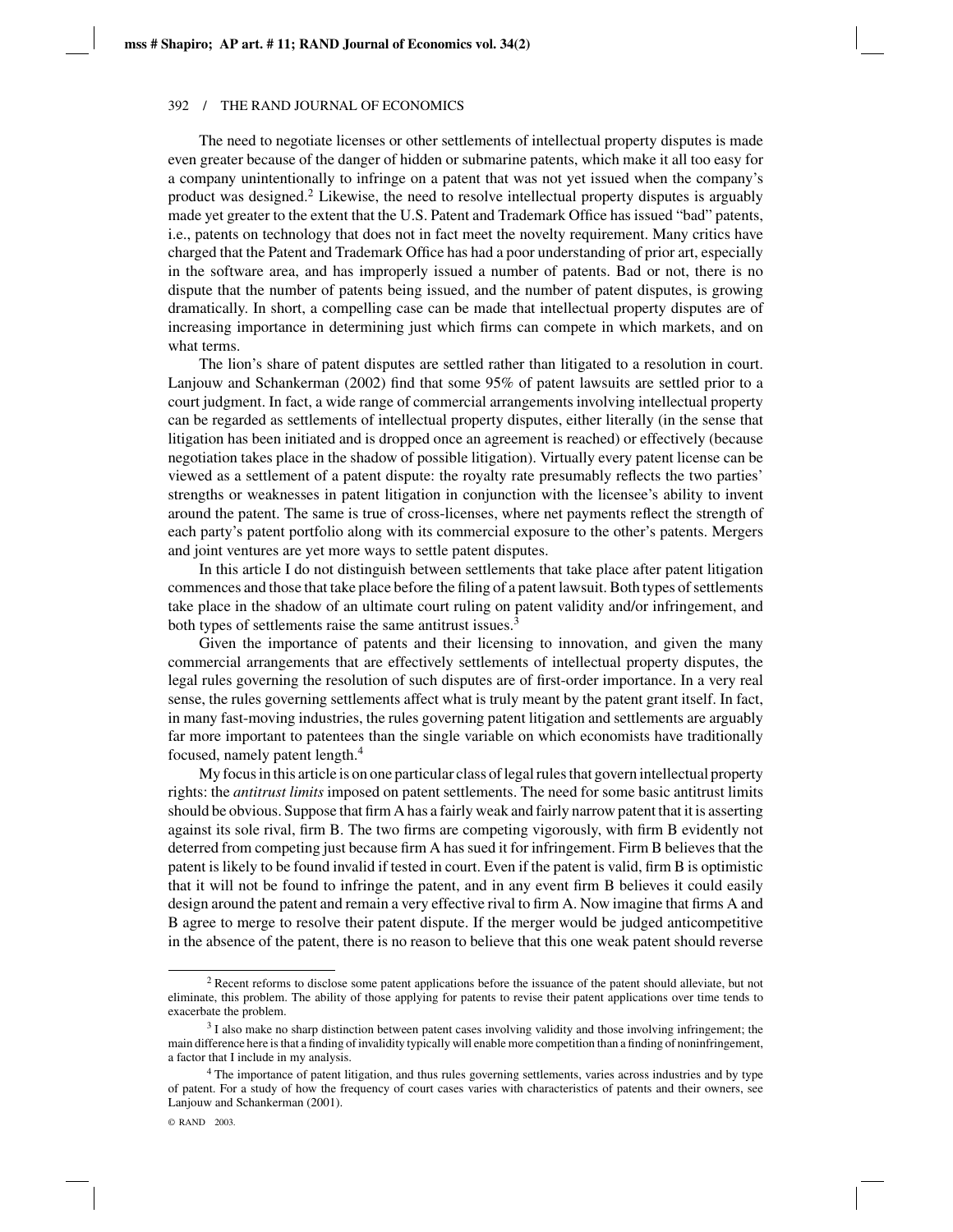The need to negotiate licenses or other settlements of intellectual property disputes is made even greater because of the danger of hidden or submarine patents, which make it all too easy for a company unintentionally to infringe on a patent that was not yet issued when the company's product was designed.[2] Likewise, the need to resolve intellectual property disputes is arguably made yet greater to the extent that the U.S. Patent and Trademark Office has issued "bad" patents, i.e., patents on technology that does not in fact meet the novelty requirement. Many critics have charged that the Patent and Trademark Office has had a poor understanding of prior art, especially in the software area, and has improperly issued a number of patents. Bad or not, there is no dispute that the number of patents being issued, and the number of patent disputes, is growing dramatically. In short, a compelling case can be made that intellectual property disputes are of increasing importance in determining just which firms can compete in which markets, and on what terms.

The lion's share of patent disputes are settled rather than litigated to a resolution in court. Lanjouw and Schankerman (2002) find that some 95% of patent lawsuits are settled prior to a court judgment. In fact, a wide range of commercial arrangements involving intellectual property can be regarded as settlements of intellectual property disputes, either literally (in the sense that litigation has been initiated and is dropped once an agreement is reached) or effectively (because negotiation takes place in the shadow of possible litigation). Virtually every patent license can be viewed as a settlement of a patent dispute: the royalty rate presumably reflects the two parties' strengths or weaknesses in patent litigation in conjunction with the licensee's ability to invent around the patent. The same is true of cross-licenses, where net payments reflect the strength of each party's patent portfolio along with its commercial exposure to the other's patents. Mergers and joint ventures are yet more ways to settle patent disputes.

In this article I do not distinguish between settlements that take place after patent litigation commences and those that take place before the filing of a patent lawsuit. Both types of settlements take place in the shadow of an ultimate court ruling on patent validity and/or infringement, and both types of settlements raise the same antitrust issues.[3]

Given the importance of patents and their licensing to innovation, and given the many commercial arrangements that are effectively settlements of intellectual property disputes, the legal rules governing the resolution of such disputes are of first-order importance. In a very real sense, the rules governing settlements affect what is truly meant by the patent grant itself. In fact, in many fast-moving industries, the rules governing patent litigation and settlements are arguably far more important to patentees than the single variable on which economists have traditionally focused, namely patent length.[4]

My focus in this article is on one particular class of legal rules that govern intellectual property rights: the *antitrust limits* imposed on patent settlements. The need for some basic antitrust limits should be obvious. Suppose that firm A has a fairly weak and fairly narrow patent that it is asserting against its sole rival, firm B. The two firms are competing vigorously, with firm B evidently not deterred from competing just because firm A has sued it for infringement. Firm B believes that the patent is likely to be found invalid if tested in court. Even if the patent is valid, firm B is optimistic that it will not be found to infringe the patent, and in any event firm B believes it could easily design around the patent and remain a very effective rival to firm A. Now imagine that firms A and B agree to merge to resolve their patent dispute. If the merger would be judged anticompetitive in the absence of the patent, there is no reason to believe that this one weak patent should reverse

---

[2] Recent reforms to disclose some patent applications before the issuance of the patent should alleviate, but not eliminate, this problem. The ability of those applying for patents to revise their patent applications over time tends to exacerbate the problem.

[3] I also make no sharp distinction between patent cases involving validity and those involving infringement; the main difference here is that a finding of invalidity typically will enable more competition than a finding of noninfringement, a factor that I include in my analysis.

[4] The importance of patent litigation, and thus rules governing settlements, varies across industries and by type of patent. For a study of how the frequency of court cases varies with characteristics of patents and their owners, see Lanjouw and Schankerman (2001).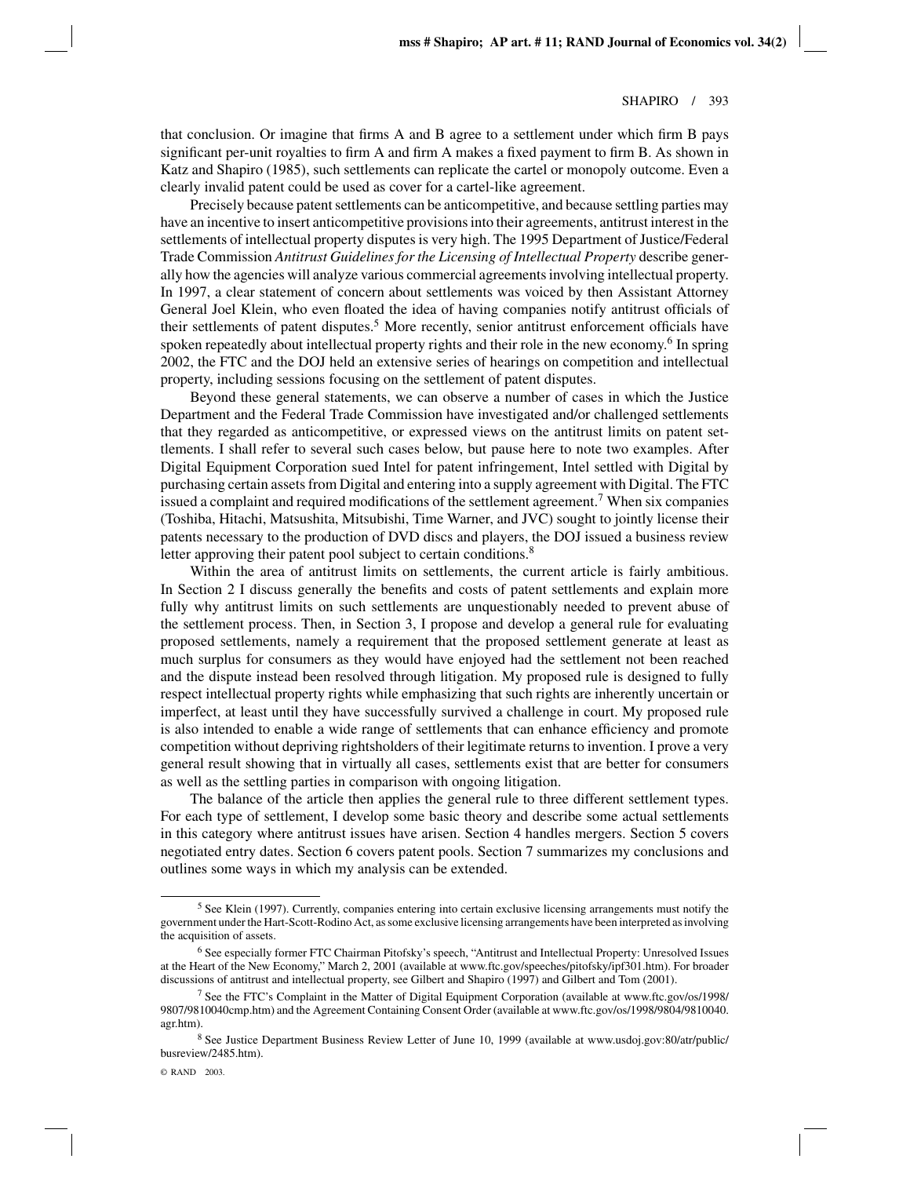that conclusion. Or imagine that firms A and B agree to a settlement under which firm B pays significant per-unit royalties to firm A and firm A makes a fixed payment to firm B. As shown in Katz and Shapiro (1985), such settlements can replicate the cartel or monopoly outcome. Even a clearly invalid patent could be used as cover for a cartel-like agreement.

Precisely because patent settlements can be anticompetitive, and because settling parties may have an incentive to insert anticompetitive provisions into their agreements, antitrust interest in the settlements of intellectual property disputes is very high. The 1995 Department of Justice/Federal Trade Commission *Antitrust Guidelines for the Licensing of Intellectual Property* describe generally how the agencies will analyze various commercial agreements involving intellectual property. In 1997, a clear statement of concern about settlements was voiced by then Assistant Attorney General Joel Klein, who even floated the idea of having companies notify antitrust officials of their settlements of patent disputes.[5] More recently, senior antitrust enforcement officials have spoken repeatedly about intellectual property rights and their role in the new economy.[6] In spring 2002, the FTC and the DOJ held an extensive series of hearings on competition and intellectual property, including sessions focusing on the settlement of patent disputes.

Beyond these general statements, we can observe a number of cases in which the Justice Department and the Federal Trade Commission have investigated and/or challenged settlements that they regarded as anticompetitive, or expressed views on the antitrust limits on patent settlements. I shall refer to several such cases below, but pause here to note two examples. After Digital Equipment Corporation sued Intel for patent infringement, Intel settled with Digital by purchasing certain assets from Digital and entering into a supply agreement with Digital. The FTC issued a complaint and required modifications of the settlement agreement.[7] When six companies (Toshiba, Hitachi, Matsushita, Mitsubishi, Time Warner, and JVC) sought to jointly license their patents necessary to the production of DVD discs and players, the DOJ issued a business review letter approving their patent pool subject to certain conditions.[8]

Within the area of antitrust limits on settlements, the current article is fairly ambitious. In Section 2 I discuss generally the benefits and costs of patent settlements and explain more fully why antitrust limits on such settlements are unquestionably needed to prevent abuse of the settlement process. Then, in Section 3, I propose and develop a general rule for evaluating proposed settlements, namely a requirement that the proposed settlement generate at least as much surplus for consumers as they would have enjoyed had the settlement not been reached and the dispute instead been resolved through litigation. My proposed rule is designed to fully respect intellectual property rights while emphasizing that such rights are inherently uncertain or imperfect, at least until they have successfully survived a challenge in court. My proposed rule is also intended to enable a wide range of settlements that can enhance efficiency and promote competition without depriving rightsholders of their legitimate returns to invention. I prove a very general result showing that in virtually all cases, settlements exist that are better for consumers as well as the settling parties in comparison with ongoing litigation.

The balance of the article then applies the general rule to three different settlement types. For each type of settlement, I develop some basic theory and describe some actual settlements in this category where antitrust issues have arisen. Section 4 handles mergers. Section 5 covers negotiated entry dates. Section 6 covers patent pools. Section 7 summarizes my conclusions and outlines some ways in which my analysis can be extended.

---

[5] See Klein (1997). Currently, companies entering into certain exclusive licensing arrangements must notify the government under the Hart-Scott-Rodino Act, as some exclusive licensing arrangements have been interpreted as involving the acquisition of assets.

[6] See especially former FTC Chairman Pitofsky's speech, "Antitrust and Intellectual Property: Unresolved Issues at the Heart of the New Economy," March 2, 2001 (available at www.ftc.gov/speeches/pitofsky/ipf301.htm). For broader discussions of antitrust and intellectual property, see Gilbert and Shapiro (1997) and Gilbert and Tom (2001).

[7] See the FTC's Complaint in the Matter of Digital Equipment Corporation (available at www.ftc.gov/os/1998/9807/9810040cmp.htm) and the Agreement Containing Consent Order (available at www.ftc.gov/os/1998/9804/9810040.agr.htm).

[8] See Justice Department Business Review Letter of June 10, 1999 (available at www.usdoj.gov:80/atr/public/busreview/2485.htm).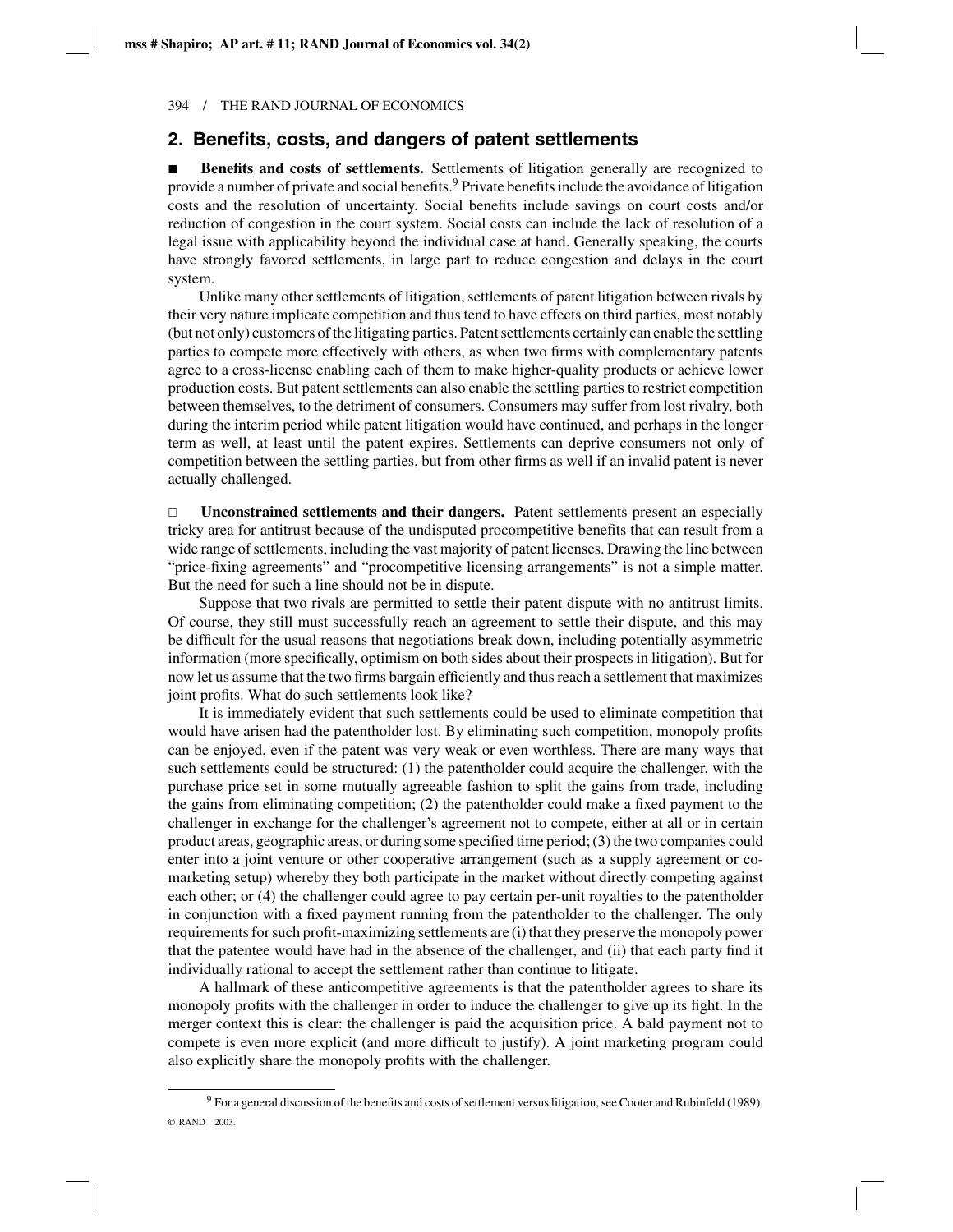## 2. Benefits, costs, and dangers of patent settlements

■ **Benefits and costs of settlements.** Settlements of litigation generally are recognized to provide a number of private and social benefits.[9] Private benefits include the avoidance of litigation costs and the resolution of uncertainty. Social benefits include savings on court costs and/or reduction of congestion in the court system. Social costs can include the lack of resolution of a legal issue with applicability beyond the individual case at hand. Generally speaking, the courts have strongly favored settlements, in large part to reduce congestion and delays in the court system.

Unlike many other settlements of litigation, settlements of patent litigation between rivals by their very nature implicate competition and thus tend to have effects on third parties, most notably (but not only) customers of the litigating parties. Patent settlements certainly can enable the settling parties to compete more effectively with others, as when two firms with complementary patents agree to a cross-license enabling each of them to make higher-quality products or achieve lower production costs. But patent settlements can also enable the settling parties to restrict competition between themselves, to the detriment of consumers. Consumers may suffer from lost rivalry, both during the interim period while patent litigation would have continued, and perhaps in the longer term as well, at least until the patent expires. Settlements can deprive consumers not only of competition between the settling parties, but from other firms as well if an invalid patent is never actually challenged.

□ **Unconstrained settlements and their dangers.** Patent settlements present an especially tricky area for antitrust because of the undisputed procompetitive benefits that can result from a wide range of settlements, including the vast majority of patent licenses. Drawing the line between "price-fixing agreements" and "procompetitive licensing arrangements" is not a simple matter. But the need for such a line should not be in dispute.

Suppose that two rivals are permitted to settle their patent dispute with no antitrust limits. Of course, they still must successfully reach an agreement to settle their dispute, and this may be difficult for the usual reasons that negotiations break down, including potentially asymmetric information (more specifically, optimism on both sides about their prospects in litigation). But for now let us assume that the two firms bargain efficiently and thus reach a settlement that maximizes joint profits. What do such settlements look like?

It is immediately evident that such settlements could be used to eliminate competition that would have arisen had the patentholder lost. By eliminating such competition, monopoly profits can be enjoyed, even if the patent was very weak or even worthless. There are many ways that such settlements could be structured: (1) the patentholder could acquire the challenger, with the purchase price set in some mutually agreeable fashion to split the gains from trade, including the gains from eliminating competition; (2) the patentholder could make a fixed payment to the challenger in exchange for the challenger's agreement not to compete, either at all or in certain product areas, geographic areas, or during some specified time period; (3) the two companies could enter into a joint venture or other cooperative arrangement (such as a supply agreement or co-marketing setup) whereby they both participate in the market without directly competing against each other; or (4) the challenger could agree to pay certain per-unit royalties to the patentholder in conjunction with a fixed payment running from the patentholder to the challenger. The only requirements for such profit-maximizing settlements are (i) that they preserve the monopoly power that the patentee would have had in the absence of the challenger, and (ii) that each party find it individually rational to accept the settlement rather than continue to litigate.

A hallmark of these anticompetitive agreements is that the patentholder agrees to share its monopoly profits with the challenger in order to induce the challenger to give up its fight. In the merger context this is clear: the challenger is paid the acquisition price. A bald payment not to compete is even more explicit (and more difficult to justify). A joint marketing program could also explicitly share the monopoly profits with the challenger.

[9] For a general discussion of the benefits and costs of settlement versus litigation, see Cooter and Rubinfeld (1989).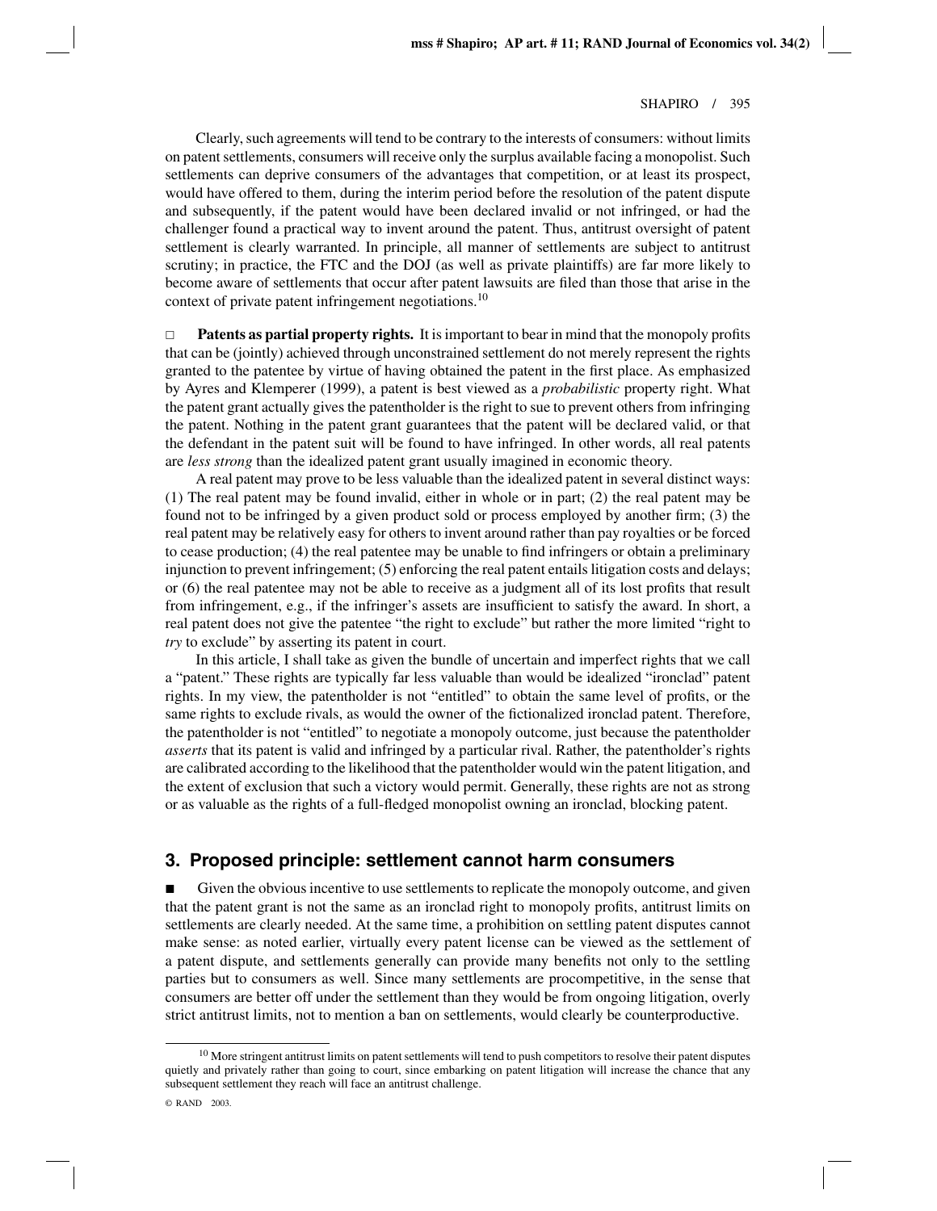Clearly, such agreements will tend to be contrary to the interests of consumers: without limits on patent settlements, consumers will receive only the surplus available facing a monopolist. Such settlements can deprive consumers of the advantages that competition, or at least its prospect, would have offered to them, during the interim period before the resolution of the patent dispute and subsequently, if the patent would have been declared invalid or not infringed, or had the challenger found a practical way to invent around the patent. Thus, antitrust oversight of patent settlement is clearly warranted. In principle, all manner of settlements are subject to antitrust scrutiny; in practice, the FTC and the DOJ (as well as private plaintiffs) are far more likely to become aware of settlements that occur after patent lawsuits are filed than those that arise in the context of private patent infringement negotiations.[10]

□ **Patents as partial property rights.** It is important to bear in mind that the monopoly profits that can be (jointly) achieved through unconstrained settlement do not merely represent the rights granted to the patentee by virtue of having obtained the patent in the first place. As emphasized by Ayres and Klemperer (1999), a patent is best viewed as a *probabilistic* property right. What the patent grant actually gives the patentholder is the right to sue to prevent others from infringing the patent. Nothing in the patent grant guarantees that the patent will be declared valid, or that the defendant in the patent suit will be found to have infringed. In other words, all real patents are *less strong* than the idealized patent grant usually imagined in economic theory.

A real patent may prove to be less valuable than the idealized patent in several distinct ways: (1) The real patent may be found invalid, either in whole or in part; (2) the real patent may be found not to be infringed by a given product sold or process employed by another firm; (3) the real patent may be relatively easy for others to invent around rather than pay royalties or be forced to cease production; (4) the real patentee may be unable to find infringers or obtain a preliminary injunction to prevent infringement; (5) enforcing the real patent entails litigation costs and delays; or (6) the real patentee may not be able to receive as a judgment all of its lost profits that result from infringement, e.g., if the infringer's assets are insufficient to satisfy the award. In short, a real patent does not give the patentee "the right to exclude" but rather the more limited "right to *try* to exclude" by asserting its patent in court.

In this article, I shall take as given the bundle of uncertain and imperfect rights that we call a "patent." These rights are typically far less valuable than would be idealized "ironclad" patent rights. In my view, the patentholder is not "entitled" to obtain the same level of profits, or the same rights to exclude rivals, as would the owner of the fictionalized ironclad patent. Therefore, the patentholder is not "entitled" to negotiate a monopoly outcome, just because the patentholder *asserts* that its patent is valid and infringed by a particular rival. Rather, the patentholder's rights are calibrated according to the likelihood that the patentholder would win the patent litigation, and the extent of exclusion that such a victory would permit. Generally, these rights are not as strong or as valuable as the rights of a full-fledged monopolist owning an ironclad, blocking patent.

## 3. Proposed principle: settlement cannot harm consumers

■ Given the obvious incentive to use settlements to replicate the monopoly outcome, and given that the patent grant is not the same as an ironclad right to monopoly profits, antitrust limits on settlements are clearly needed. At the same time, a prohibition on settling patent disputes cannot make sense: as noted earlier, virtually every patent license can be viewed as the settlement of a patent dispute, and settlements generally can provide many benefits not only to the settling parties but to consumers as well. Since many settlements are procompetitive, in the sense that consumers are better off under the settlement than they would be from ongoing litigation, overly strict antitrust limits, not to mention a ban on settlements, would clearly be counterproductive.

[10] More stringent antitrust limits on patent settlements will tend to push competitors to resolve their patent disputes quietly and privately rather than going to court, since embarking on patent litigation will increase the chance that any subsequent settlement they reach will face an antitrust challenge.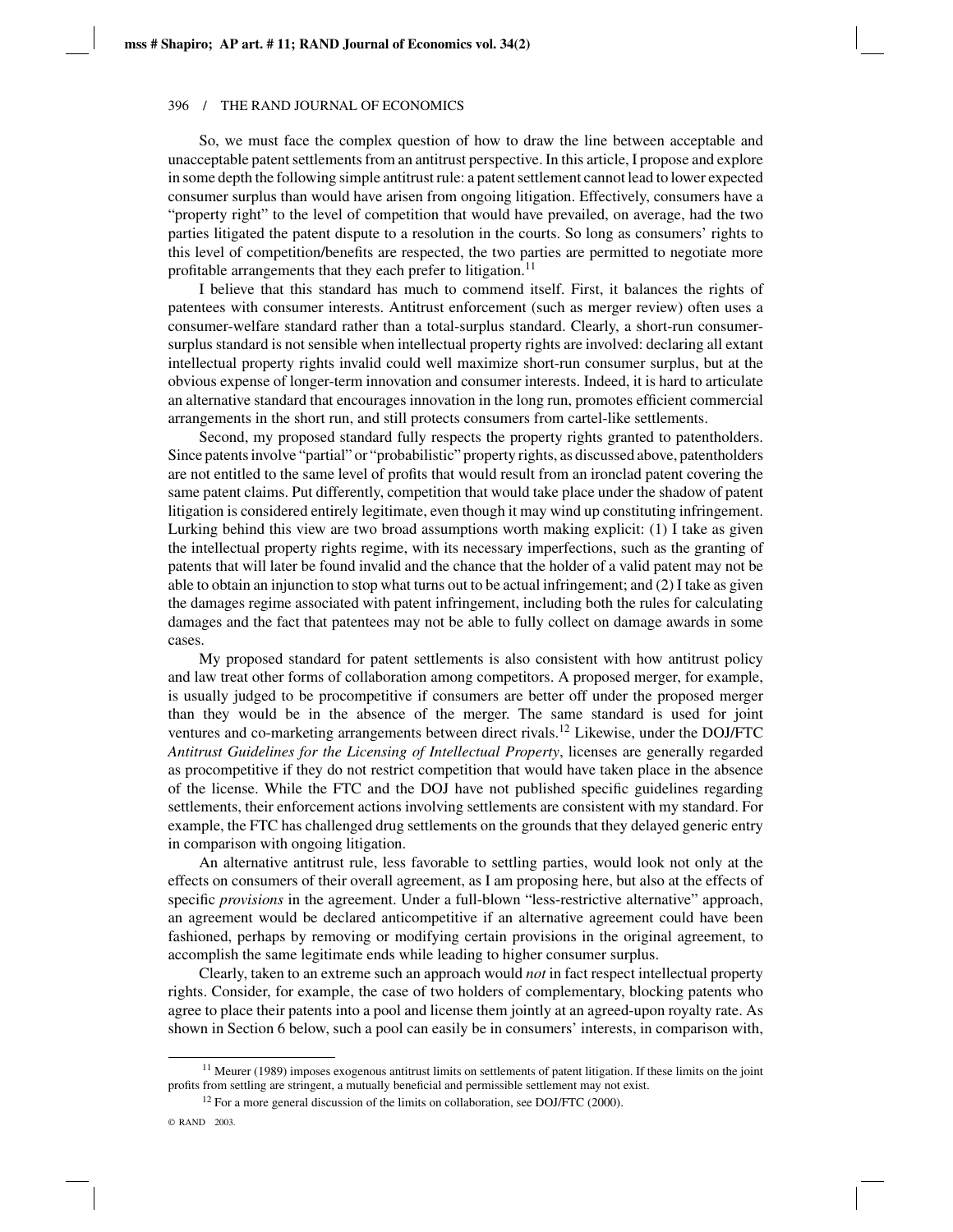So, we must face the complex question of how to draw the line between acceptable and unacceptable patent settlements from an antitrust perspective. In this article, I propose and explore in some depth the following simple antitrust rule: a patent settlement cannot lead to lower expected consumer surplus than would have arisen from ongoing litigation. Effectively, consumers have a "property right" to the level of competition that would have prevailed, on average, had the two parties litigated the patent dispute to a resolution in the courts. So long as consumers' rights to this level of competition/benefits are respected, the two parties are permitted to negotiate more profitable arrangements that they each prefer to litigation.[11]

I believe that this standard has much to commend itself. First, it balances the rights of patentees with consumer interests. Antitrust enforcement (such as merger review) often uses a consumer-welfare standard rather than a total-surplus standard. Clearly, a short-run consumer-surplus standard is not sensible when intellectual property rights are involved: declaring all extant intellectual property rights invalid could well maximize short-run consumer surplus, but at the obvious expense of longer-term innovation and consumer interests. Indeed, it is hard to articulate an alternative standard that encourages innovation in the long run, promotes efficient commercial arrangements in the short run, and still protects consumers from cartel-like settlements.

Second, my proposed standard fully respects the property rights granted to patentholders. Since patents involve "partial" or "probabilistic" property rights, as discussed above, patentholders are not entitled to the same level of profits that would result from an ironclad patent covering the same patent claims. Put differently, competition that would take place under the shadow of patent litigation is considered entirely legitimate, even though it may wind up constituting infringement. Lurking behind this view are two broad assumptions worth making explicit: (1) I take as given the intellectual property rights regime, with its necessary imperfections, such as the granting of patents that will later be found invalid and the chance that the holder of a valid patent may not be able to obtain an injunction to stop what turns out to be actual infringement; and (2) I take as given the damages regime associated with patent infringement, including both the rules for calculating damages and the fact that patentees may not be able to fully collect on damage awards in some cases.

My proposed standard for patent settlements is also consistent with how antitrust policy and law treat other forms of collaboration among competitors. A proposed merger, for example, is usually judged to be procompetitive if consumers are better off under the proposed merger than they would be in the absence of the merger. The same standard is used for joint ventures and co-marketing arrangements between direct rivals.[12] Likewise, under the DOJ/FTC *Antitrust Guidelines for the Licensing of Intellectual Property*, licenses are generally regarded as procompetitive if they do not restrict competition that would have taken place in the absence of the license. While the FTC and the DOJ have not published specific guidelines regarding settlements, their enforcement actions involving settlements are consistent with my standard. For example, the FTC has challenged drug settlements on the grounds that they delayed generic entry in comparison with ongoing litigation.

An alternative antitrust rule, less favorable to settling parties, would look not only at the effects on consumers of their overall agreement, as I am proposing here, but also at the effects of specific *provisions* in the agreement. Under a full-blown "less-restrictive alternative" approach, an agreement would be declared anticompetitive if an alternative agreement could have been fashioned, perhaps by removing or modifying certain provisions in the original agreement, to accomplish the same legitimate ends while leading to higher consumer surplus.

Clearly, taken to an extreme such an approach would *not* in fact respect intellectual property rights. Consider, for example, the case of two holders of complementary, blocking patents who agree to place their patents into a pool and license them jointly at an agreed-upon royalty rate. As shown in Section 6 below, such a pool can easily be in consumers' interests, in comparison with,

[11] Meurer (1989) imposes exogenous antitrust limits on settlements of patent litigation. If these limits on the joint profits from settling are stringent, a mutually beneficial and permissible settlement may not exist.

[12] For a more general discussion of the limits on collaboration, see DOJ/FTC (2000).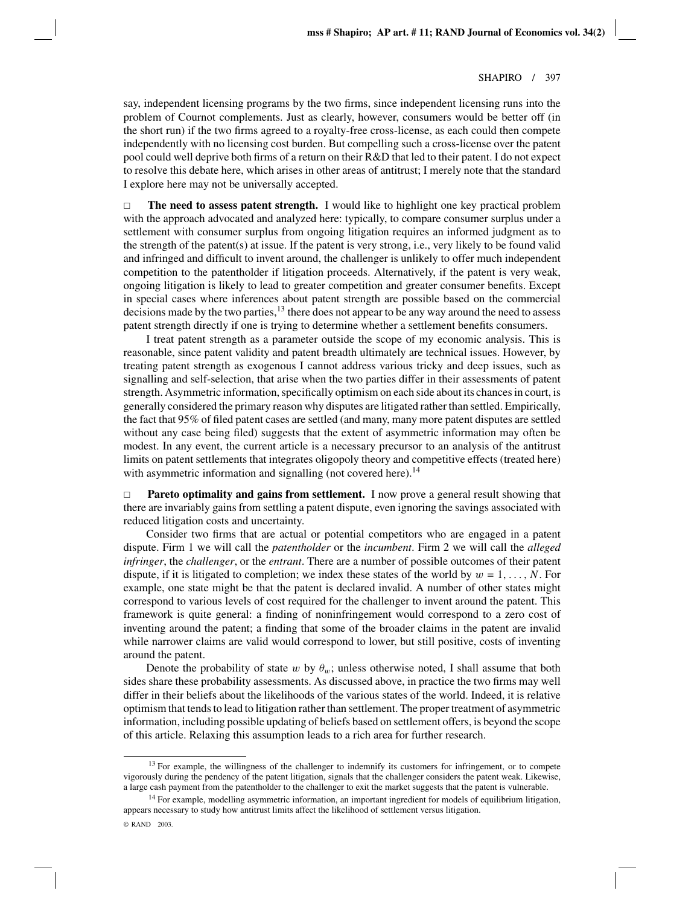say, independent licensing programs by the two firms, since independent licensing runs into the problem of Cournot complements. Just as clearly, however, consumers would be better off (in the short run) if the two firms agreed to a royalty-free cross-license, as each could then compete independently with no licensing cost burden. But compelling such a cross-license over the patent pool could well deprive both firms of a return on their R&D that led to their patent. I do not expect to resolve this debate here, which arises in other areas of antitrust; I merely note that the standard I explore here may not be universally accepted.

□ **The need to assess patent strength.** I would like to highlight one key practical problem with the approach advocated and analyzed here: typically, to compare consumer surplus under a settlement with consumer surplus from ongoing litigation requires an informed judgment as to the strength of the patent(s) at issue. If the patent is very strong, i.e., very likely to be found valid and infringed and difficult to invent around, the challenger is unlikely to offer much independent competition to the patentholder if litigation proceeds. Alternatively, if the patent is very weak, ongoing litigation is likely to lead to greater competition and greater consumer benefits. Except in special cases where inferences about patent strength are possible based on the commercial decisions made by the two parties,[13] there does not appear to be any way around the need to assess patent strength directly if one is trying to determine whether a settlement benefits consumers.

I treat patent strength as a parameter outside the scope of my economic analysis. This is reasonable, since patent validity and patent breadth ultimately are technical issues. However, by treating patent strength as exogenous I cannot address various tricky and deep issues, such as signalling and self-selection, that arise when the two parties differ in their assessments of patent strength. Asymmetric information, specifically optimism on each side about its chances in court, is generally considered the primary reason why disputes are litigated rather than settled. Empirically, the fact that 95% of filed patent cases are settled (and many, many more patent disputes are settled without any case being filed) suggests that the extent of asymmetric information may often be modest. In any event, the current article is a necessary precursor to an analysis of the antitrust limits on patent settlements that integrates oligopoly theory and competitive effects (treated here) with asymmetric information and signalling (not covered here).[14]

□ **Pareto optimality and gains from settlement.** I now prove a general result showing that there are invariably gains from settling a patent dispute, even ignoring the savings associated with reduced litigation costs and uncertainty.

Consider two firms that are actual or potential competitors who are engaged in a patent dispute. Firm 1 we will call the *patentholder* or the *incumbent*. Firm 2 we will call the *alleged infringer*, the *challenger*, or the *entrant*. There are a number of possible outcomes of their patent dispute, if it is litigated to completion; we index these states of the world by $w = 1, \ldots, N$. For example, one state might be that the patent is declared invalid. A number of other states might correspond to various levels of cost required for the challenger to invent around the patent. This framework is quite general: a finding of noninfringement would correspond to a zero cost of inventing around the patent; a finding that some of the broader claims in the patent are invalid while narrower claims are valid would correspond to lower, but still positive, costs of inventing around the patent.

Denote the probability of state $w$ by $\theta_w$; unless otherwise noted, I shall assume that both sides share these probability assessments. As discussed above, in practice the two firms may well differ in their beliefs about the likelihoods of the various states of the world. Indeed, it is relative optimism that tends to lead to litigation rather than settlement. The proper treatment of asymmetric information, including possible updating of beliefs based on settlement offers, is beyond the scope of this article. Relaxing this assumption leads to a rich area for further research.

[13] For example, the willingness of the challenger to indemnify its customers for infringement, or to compete vigorously during the pendency of the patent litigation, signals that the challenger considers the patent weak. Likewise, a large cash payment from the patentholder to the challenger to exit the market suggests that the patent is vulnerable.

[14] For example, modelling asymmetric information, an important ingredient for models of equilibrium litigation, appears necessary to study how antitrust limits affect the likelihood of settlement versus litigation.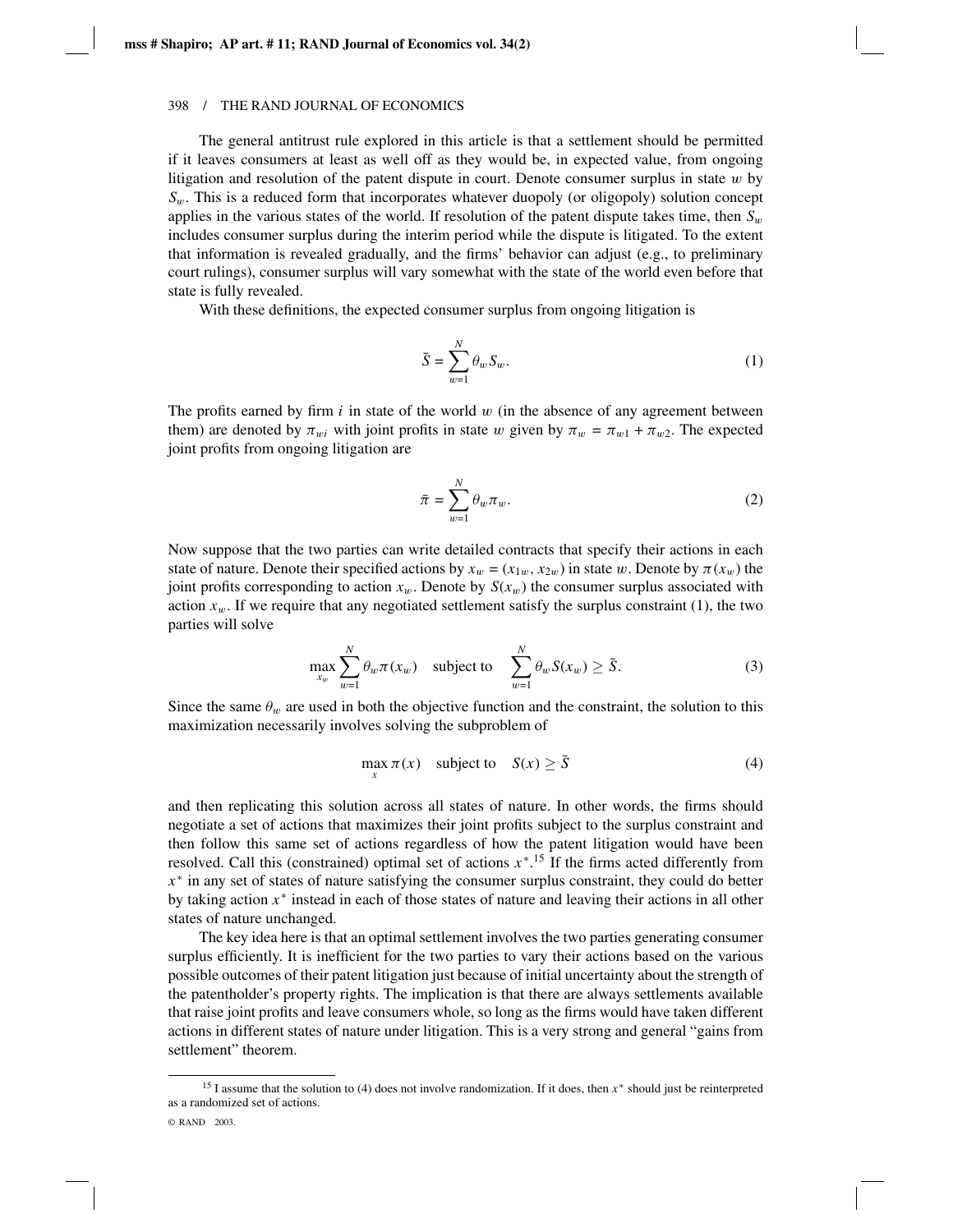The general antitrust rule explored in this article is that a settlement should be permitted if it leaves consumers at least as well off as they would be, in expected value, from ongoing litigation and resolution of the patent dispute in court. Denote consumer surplus in state $w$ by $S_w$. This is a reduced form that incorporates whatever duopoly (or oligopoly) solution concept applies in the various states of the world. If resolution of the patent dispute takes time, then $S_w$ includes consumer surplus during the interim period while the dispute is litigated. To the extent that information is revealed gradually, and the firms' behavior can adjust (e.g., to preliminary court rulings), consumer surplus will vary somewhat with the state of the world even before that state is fully revealed.

With these definitions, the expected consumer surplus from ongoing litigation is

$$\bar{S} = \sum_{w=1}^{N} \theta_w S_w. \tag{1}$$

The profits earned by firm $i$ in state of the world $w$ (in the absence of any agreement between them) are denoted by $\pi_{wi}$ with joint profits in state $w$ given by $\pi_w = \pi_{w1} + \pi_{w2}$. The expected joint profits from ongoing litigation are

$$\bar{\pi} = \sum_{w=1}^{N} \theta_w \pi_w. \tag{2}$$

Now suppose that the two parties can write detailed contracts that specify their actions in each state of nature. Denote their specified actions by $x_w = (x_{1w}, x_{2w})$ in state $w$. Denote by $\pi(x_w)$ the joint profits corresponding to action $x_w$. Denote by $S(x_w)$ the consumer surplus associated with action $x_w$. If we require that any negotiated settlement satisfy the surplus constraint (1), the two parties will solve

$$\max_{x_w} \sum_{w=1}^{N} \theta_w \pi(x_w) \quad \text{subject to} \quad \sum_{w=1}^{N} \theta_w S(x_w) \geq \bar{S}. \tag{3}$$

Since the same $\theta_w$ are used in both the objective function and the constraint, the solution to this maximization necessarily involves solving the subproblem of

$$\max_{x} \pi(x) \quad \text{subject to} \quad S(x) \geq \bar{S} \tag{4}$$

and then replicating this solution across all states of nature. In other words, the firms should negotiate a set of actions that maximizes their joint profits subject to the surplus constraint and then follow this same set of actions regardless of how the patent litigation would have been resolved. Call this (constrained) optimal set of actions $x^*$.[15] If the firms acted differently from $x^*$ in any set of states of nature satisfying the consumer surplus constraint, they could do better by taking action $x^*$ instead in each of those states of nature and leaving their actions in all other states of nature unchanged.

The key idea here is that an optimal settlement involves the two parties generating consumer surplus efficiently. It is inefficient for the two parties to vary their actions based on the various possible outcomes of their patent litigation just because of initial uncertainty about the strength of the patentholder's property rights. The implication is that there are always settlements available that raise joint profits and leave consumers whole, so long as the firms would have taken different actions in different states of nature under litigation. This is a very strong and general "gains from settlement" theorem.

[15] I assume that the solution to (4) does not involve randomization. If it does, then $x^*$ should just be reinterpreted as a randomized set of actions.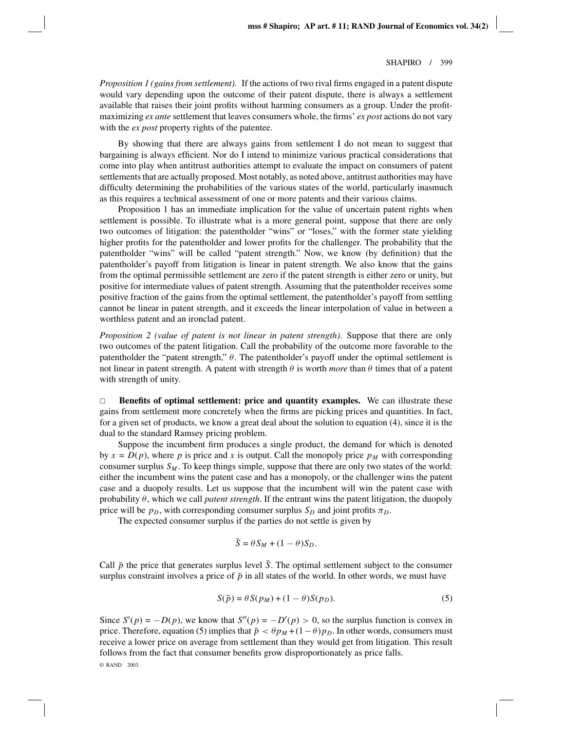*Proposition 1 (gains from settlement).* If the actions of two rival firms engaged in a patent dispute would vary depending upon the outcome of their patent dispute, there is always a settlement available that raises their joint profits without harming consumers as a group. Under the profit-maximizing *ex ante* settlement that leaves consumers whole, the firms' *ex post* actions do not vary with the *ex post* property rights of the patentee.

By showing that there are always gains from settlement I do not mean to suggest that bargaining is always efficient. Nor do I intend to minimize various practical considerations that come into play when antitrust authorities attempt to evaluate the impact on consumers of patent settlements that are actually proposed. Most notably, as noted above, antitrust authorities may have difficulty determining the probabilities of the various states of the world, particularly inasmuch as this requires a technical assessment of one or more patents and their various claims.

Proposition 1 has an immediate implication for the value of uncertain patent rights when settlement is possible. To illustrate what is a more general point, suppose that there are only two outcomes of litigation: the patentholder "wins" or "loses," with the former state yielding higher profits for the patentholder and lower profits for the challenger. The probability that the patentholder "wins" will be called "patent strength." Now, we know (by definition) that the patentholder's payoff from litigation is linear in patent strength. We also know that the gains from the optimal permissible settlement are zero if the patent strength is either zero or unity, but positive for intermediate values of patent strength. Assuming that the patentholder receives some positive fraction of the gains from the optimal settlement, the patentholder's payoff from settling cannot be linear in patent strength, and it exceeds the linear interpolation of value in between a worthless patent and an ironclad patent.

*Proposition 2 (value of patent is not linear in patent strength).* Suppose that there are only two outcomes of the patent litigation. Call the probability of the outcome more favorable to the patentholder the "patent strength," $\theta$. The patentholder's payoff under the optimal settlement is not linear in patent strength. A patent with strength $\theta$ is worth *more* than $\theta$ times that of a patent with strength of unity.

□ **Benefits of optimal settlement: price and quantity examples.** We can illustrate these gains from settlement more concretely when the firms are picking prices and quantities. In fact, for a given set of products, we know a great deal about the solution to equation (4), since it is the dual to the standard Ramsey pricing problem.

Suppose the incumbent firm produces a single product, the demand for which is denoted by $x = D(p)$, where $p$ is price and $x$ is output. Call the monopoly price $p_M$ with corresponding consumer surplus $S_M$. To keep things simple, suppose that there are only two states of the world: either the incumbent wins the patent case and has a monopoly, or the challenger wins the patent case and a duopoly results. Let us suppose that the incumbent will win the patent case with probability $\theta$, which we call *patent strength*. If the entrant wins the patent litigation, the duopoly price will be $p_D$, with corresponding consumer surplus $S_D$ and joint profits $\pi_D$.

The expected consumer surplus if the parties do not settle is given by

$$\bar{S} = \theta S_M + (1 - \theta) S_D.$$

Call $\bar{p}$ the price that generates surplus level $\bar{S}$. The optimal settlement subject to the consumer surplus constraint involves a price of $\bar{p}$ in all states of the world. In other words, we must have

$$S(\bar{p}) = \theta S(p_M) + (1 - \theta) S(p_D). \tag{5}$$

Since $S'(p) = -D(p)$, we know that $S''(p) = -D'(p) > 0$, so the surplus function is convex in price. Therefore, equation (5) implies that $\bar{p} < \theta p_M + (1 - \theta) p_D$. In other words, consumers must receive a lower price on average from settlement than they would get from litigation. This result follows from the fact that consumer benefits grow disproportionately as price falls.

© RAND 2003.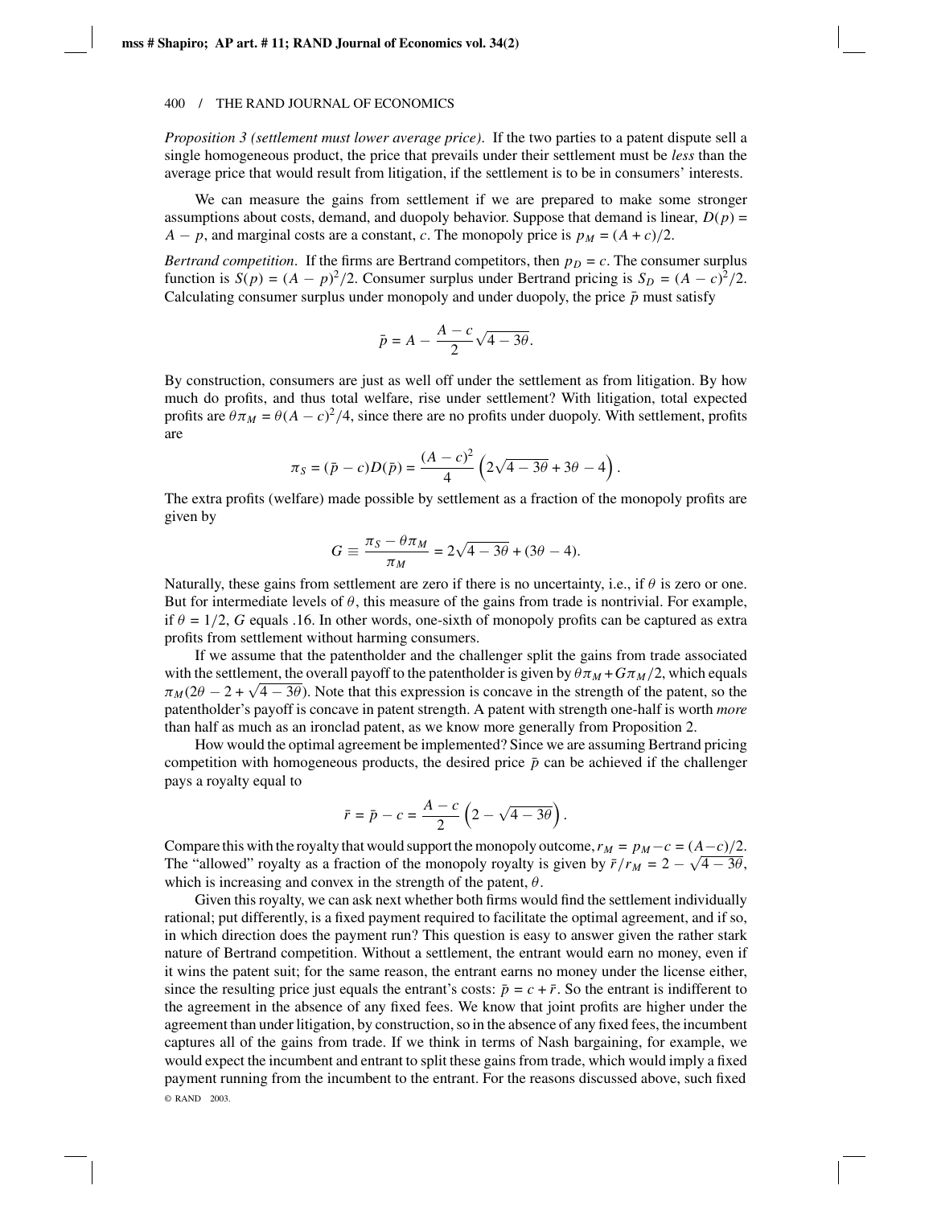*Proposition 3 (settlement must lower average price)*. If the two parties to a patent dispute sell a single homogeneous product, the price that prevails under their settlement must be *less* than the average price that would result from litigation, if the settlement is to be in consumers' interests.

We can measure the gains from settlement if we are prepared to make some stronger assumptions about costs, demand, and duopoly behavior. Suppose that demand is linear, $D(p) = A - p$, and marginal costs are a constant, $c$. The monopoly price is $p_M = (A + c)/2$.

*Bertrand competition*. If the firms are Bertrand competitors, then $p_D = c$. The consumer surplus function is $S(p) = (A - p)^2/2$. Consumer surplus under Bertrand pricing is $S_D = (A - c)^2/2$. Calculating consumer surplus under monopoly and under duopoly, the price $\bar{p}$ must satisfy

$$\bar{p} = A - \frac{A - c}{2}\sqrt{4 - 3\theta}.$$

By construction, consumers are just as well off under the settlement as from litigation. By how much do profits, and thus total welfare, rise under settlement? With litigation, total expected profits are $\theta\pi_M = \theta(A - c)^2/4$, since there are no profits under duopoly. With settlement, profits are

$$\pi_S = (\bar{p} - c)D(\bar{p}) = \frac{(A - c)^2}{4}\left(2\sqrt{4 - 3\theta} + 3\theta - 4\right).$$

The extra profits (welfare) made possible by settlement as a fraction of the monopoly profits are given by

$$G \equiv \frac{\pi_S - \theta\pi_M}{\pi_M} = 2\sqrt{4 - 3\theta} + (3\theta - 4).$$

Naturally, these gains from settlement are zero if there is no uncertainty, i.e., if $\theta$ is zero or one. But for intermediate levels of $\theta$, this measure of the gains from trade is nontrivial. For example, if $\theta = 1/2$, $G$ equals .16. In other words, one-sixth of monopoly profits can be captured as extra profits from settlement without harming consumers.

If we assume that the patentholder and the challenger split the gains from trade associated with the settlement, the overall payoff to the patentholder is given by $\theta\pi_M + G\pi_M/2$, which equals $\pi_M(2\theta - 2 + \sqrt{4 - 3\theta})$. Note that this expression is concave in the strength of the patent, so the patentholder's payoff is concave in patent strength. A patent with strength one-half is worth *more* than half as much as an ironclad patent, as we know more generally from Proposition 2.

How would the optimal agreement be implemented? Since we are assuming Bertrand pricing competition with homogeneous products, the desired price $\bar{p}$ can be achieved if the challenger pays a royalty equal to

$$\bar{r} = \bar{p} - c = \frac{A - c}{2}\left(2 - \sqrt{4 - 3\theta}\right).$$

Compare this with the royalty that would support the monopoly outcome, $r_M = p_M - c = (A - c)/2$. The "allowed" royalty as a fraction of the monopoly royalty is given by $\bar{r}/r_M = 2 - \sqrt{4 - 3\theta}$, which is increasing and convex in the strength of the patent, $\theta$.

Given this royalty, we can ask next whether both firms would find the settlement individually rational; put differently, is a fixed payment required to facilitate the optimal agreement, and if so, in which direction does the payment run? This question is easy to answer given the rather stark nature of Bertrand competition. Without a settlement, the entrant would earn no money, even if it wins the patent suit; for the same reason, the entrant earns no money under the license either, since the resulting price just equals the entrant's costs: $\bar{p} = c + \bar{r}$. So the entrant is indifferent to the agreement in the absence of any fixed fees. We know that joint profits are higher under the agreement than under litigation, by construction, so in the absence of any fixed fees, the incumbent captures all of the gains from trade. If we think in terms of Nash bargaining, for example, we would expect the incumbent and entrant to split these gains from trade, which would imply a fixed payment running from the incumbent to the entrant. For the reasons discussed above, such fixed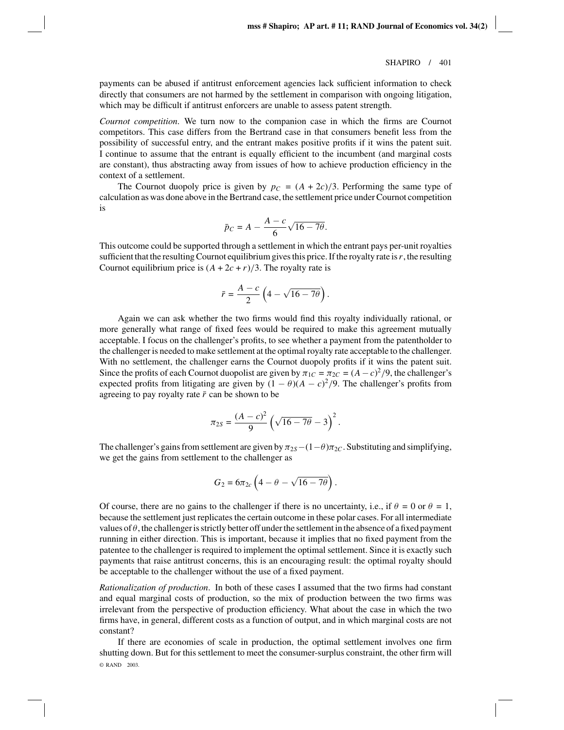payments can be abused if antitrust enforcement agencies lack sufficient information to check directly that consumers are not harmed by the settlement in comparison with ongoing litigation, which may be difficult if antitrust enforcers are unable to assess patent strength.

*Cournot competition*. We turn now to the companion case in which the firms are Cournot competitors. This case differs from the Bertrand case in that consumers benefit less from the possibility of successful entry, and the entrant makes positive profits if it wins the patent suit. I continue to assume that the entrant is equally efficient to the incumbent (and marginal costs are constant), thus abstracting away from issues of how to achieve production efficiency in the context of a settlement.

The Cournot duopoly price is given by $p_C = (A + 2c)/3$. Performing the same type of calculation as was done above in the Bertrand case, the settlement price under Cournot competition is

$$\bar{p}_C = A - \frac{A - c}{6}\sqrt{16 - 7\theta}.$$

This outcome could be supported through a settlement in which the entrant pays per-unit royalties sufficient that the resulting Cournot equilibrium gives this price. If the royalty rate is $r$, the resulting Cournot equilibrium price is $(A + 2c + r)/3$. The royalty rate is

$$\bar{r} = \frac{A - c}{2}\left(4 - \sqrt{16 - 7\theta}\right).$$

Again we can ask whether the two firms would find this royalty individually rational, or more generally what range of fixed fees would be required to make this agreement mutually acceptable. I focus on the challenger's profits, to see whether a payment from the patentholder to the challenger is needed to make settlement at the optimal royalty rate acceptable to the challenger. With no settlement, the challenger earns the Cournot duopoly profits if it wins the patent suit. Since the profits of each Cournot duopolist are given by $\pi_{1C} = \pi_{2C} = (A - c)^2/9$, the challenger's expected profits from litigating are given by $(1 - \theta)(A - c)^2/9$. The challenger's profits from agreeing to pay royalty rate $\bar{r}$ can be shown to be

$$\pi_{2S} = \frac{(A - c)^2}{9}\left(\sqrt{16 - 7\theta} - 3\right)^2.$$

The challenger's gains from settlement are given by $\pi_{2S} - (1 - \theta)\pi_{2C}$. Substituting and simplifying, we get the gains from settlement to the challenger as

$$G_2 = 6\pi_{2c}\left(4 - \theta - \sqrt{16 - 7\theta}\right).$$

Of course, there are no gains to the challenger if there is no uncertainty, i.e., if $\theta = 0$ or $\theta = 1$, because the settlement just replicates the certain outcome in these polar cases. For all intermediate values of $\theta$, the challenger is strictly better off under the settlement in the absence of a fixed payment running in either direction. This is important, because it implies that no fixed payment from the patentee to the challenger is required to implement the optimal settlement. Since it is exactly such payments that raise antitrust concerns, this is an encouraging result: the optimal royalty should be acceptable to the challenger without the use of a fixed payment.

*Rationalization of production*. In both of these cases I assumed that the two firms had constant and equal marginal costs of production, so the mix of production between the two firms was irrelevant from the perspective of production efficiency. What about the case in which the two firms have, in general, different costs as a function of output, and in which marginal costs are not constant?

If there are economies of scale in production, the optimal settlement involves one firm shutting down. But for this settlement to meet the consumer-surplus constraint, the other firm will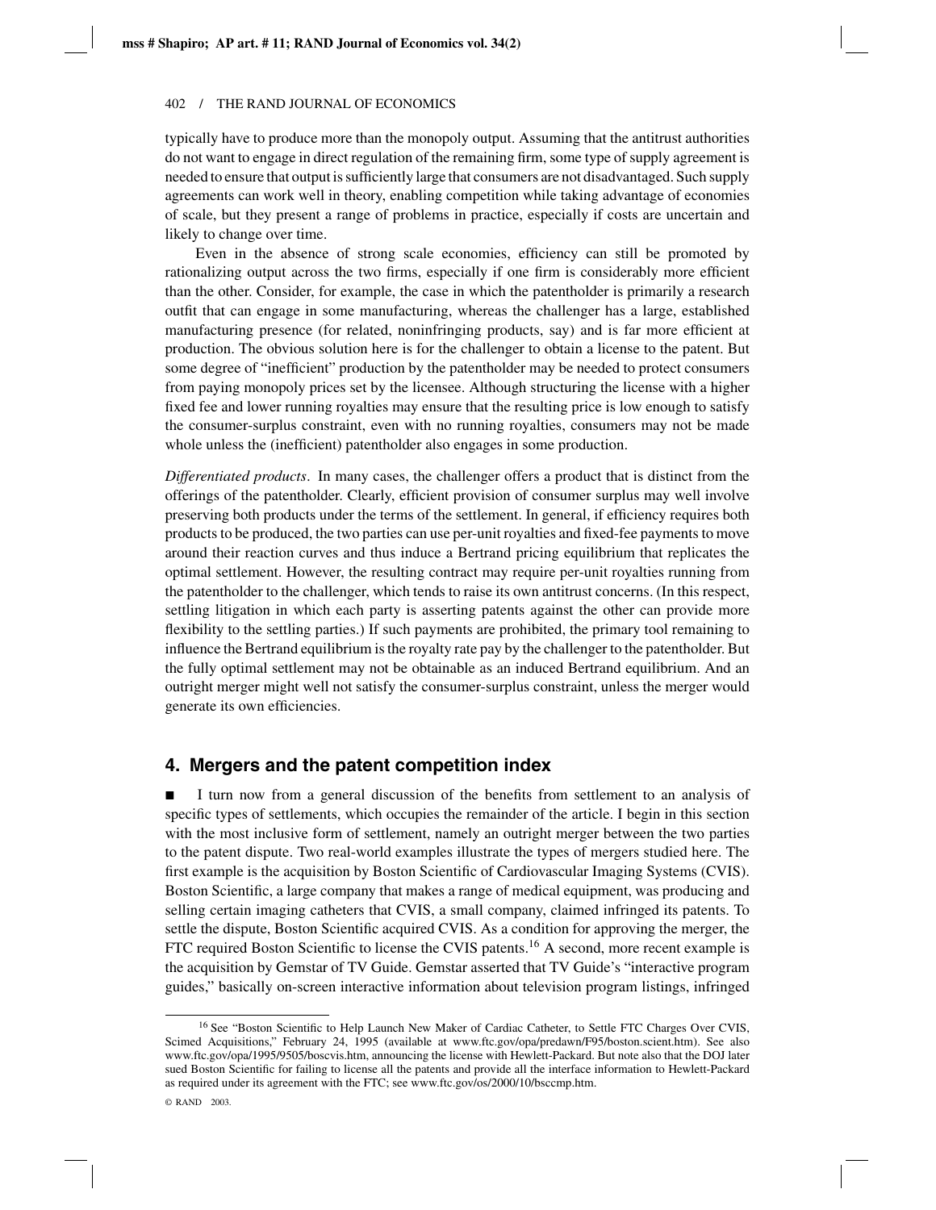typically have to produce more than the monopoly output. Assuming that the antitrust authorities do not want to engage in direct regulation of the remaining firm, some type of supply agreement is needed to ensure that output is sufficiently large that consumers are not disadvantaged. Such supply agreements can work well in theory, enabling competition while taking advantage of economies of scale, but they present a range of problems in practice, especially if costs are uncertain and likely to change over time.

Even in the absence of strong scale economies, efficiency can still be promoted by rationalizing output across the two firms, especially if one firm is considerably more efficient than the other. Consider, for example, the case in which the patentholder is primarily a research outfit that can engage in some manufacturing, whereas the challenger has a large, established manufacturing presence (for related, noninfringing products, say) and is far more efficient at production. The obvious solution here is for the challenger to obtain a license to the patent. But some degree of "inefficient" production by the patentholder may be needed to protect consumers from paying monopoly prices set by the licensee. Although structuring the license with a higher fixed fee and lower running royalties may ensure that the resulting price is low enough to satisfy the consumer-surplus constraint, even with no running royalties, consumers may not be made whole unless the (inefficient) patentholder also engages in some production.

*Differentiated products*. In many cases, the challenger offers a product that is distinct from the offerings of the patentholder. Clearly, efficient provision of consumer surplus may well involve preserving both products under the terms of the settlement. In general, if efficiency requires both products to be produced, the two parties can use per-unit royalties and fixed-fee payments to move around their reaction curves and thus induce a Bertrand pricing equilibrium that replicates the optimal settlement. However, the resulting contract may require per-unit royalties running from the patentholder to the challenger, which tends to raise its own antitrust concerns. (In this respect, settling litigation in which each party is asserting patents against the other can provide more flexibility to the settling parties.) If such payments are prohibited, the primary tool remaining to influence the Bertrand equilibrium is the royalty rate pay by the challenger to the patentholder. But the fully optimal settlement may not be obtainable as an induced Bertrand equilibrium. And an outright merger might well not satisfy the consumer-surplus constraint, unless the merger would generate its own efficiencies.

## 4. Mergers and the patent competition index

■ I turn now from a general discussion of the benefits from settlement to an analysis of specific types of settlements, which occupies the remainder of the article. I begin in this section with the most inclusive form of settlement, namely an outright merger between the two parties to the patent dispute. Two real-world examples illustrate the types of mergers studied here. The first example is the acquisition by Boston Scientific of Cardiovascular Imaging Systems (CVIS). Boston Scientific, a large company that makes a range of medical equipment, was producing and selling certain imaging catheters that CVIS, a small company, claimed infringed its patents. To settle the dispute, Boston Scientific acquired CVIS. As a condition for approving the merger, the FTC required Boston Scientific to license the CVIS patents.[16] A second, more recent example is the acquisition by Gemstar of TV Guide. Gemstar asserted that TV Guide's "interactive program guides," basically on-screen interactive information about television program listings, infringed

[16] See "Boston Scientific to Help Launch New Maker of Cardiac Catheter, to Settle FTC Charges Over CVIS, Scimed Acquisitions," February 24, 1995 (available at www.ftc.gov/opa/predawn/F95/boston.scient.htm). See also www.ftc.gov/opa/1995/9505/boscvis.htm, announcing the license with Hewlett-Packard. But note also that the DOJ later sued Boston Scientific for failing to license all the patents and provide all the interface information to Hewlett-Packard as required under its agreement with the FTC; see www.ftc.gov/os/2000/10/bsccmp.htm.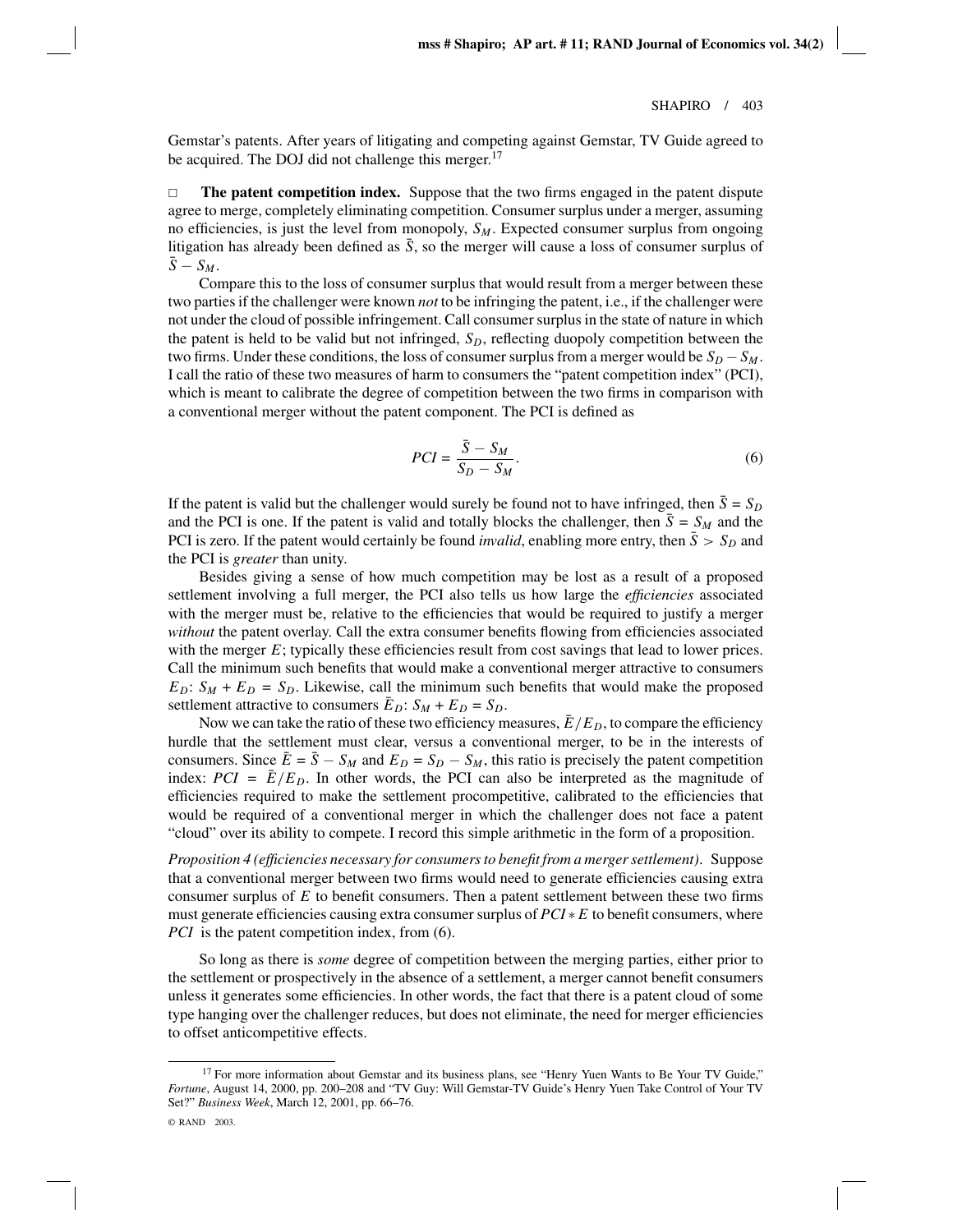Gemstar's patents. After years of litigating and competing against Gemstar, TV Guide agreed to be acquired. The DOJ did not challenge this merger.[17]

□ **The patent competition index.** Suppose that the two firms engaged in the patent dispute agree to merge, completely eliminating competition. Consumer surplus under a merger, assuming no efficiencies, is just the level from monopoly, $S_M$. Expected consumer surplus from ongoing litigation has already been defined as $\bar{S}$, so the merger will cause a loss of consumer surplus of $\bar{S} - S_M$.

Compare this to the loss of consumer surplus that would result from a merger between these two parties if the challenger were known *not* to be infringing the patent, i.e., if the challenger were not under the cloud of possible infringement. Call consumer surplus in the state of nature in which the patent is held to be valid but not infringed, $S_D$, reflecting duopoly competition between the two firms. Under these conditions, the loss of consumer surplus from a merger would be $S_D - S_M$. I call the ratio of these two measures of harm to consumers the "patent competition index" (PCI), which is meant to calibrate the degree of competition between the two firms in comparison with a conventional merger without the patent component. The PCI is defined as

$$PCI = \frac{\bar{S} - S_M}{S_D - S_M}. \tag{6}$$

If the patent is valid but the challenger would surely be found not to have infringed, then $\bar{S} = S_D$ and the PCI is one. If the patent is valid and totally blocks the challenger, then $\bar{S} = S_M$ and the PCI is zero. If the patent would certainly be found *invalid*, enabling more entry, then $\bar{S} > S_D$ and the PCI is *greater* than unity.

Besides giving a sense of how much competition may be lost as a result of a proposed settlement involving a full merger, the PCI also tells us how large the *efficiencies* associated with the merger must be, relative to the efficiencies that would be required to justify a merger *without* the patent overlay. Call the extra consumer benefits flowing from efficiencies associated with the merger $E$; typically these efficiencies result from cost savings that lead to lower prices. Call the minimum such benefits that would make a conventional merger attractive to consumers $E_D$: $S_M + E_D = S_D$. Likewise, call the minimum such benefits that would make the proposed settlement attractive to consumers $\bar{E}_D$: $S_M + E_D = S_D$.

Now we can take the ratio of these two efficiency measures, $\bar{E}/E_D$, to compare the efficiency hurdle that the settlement must clear, versus a conventional merger, to be in the interests of consumers. Since $\bar{E} = \bar{S} - S_M$ and $E_D = S_D - S_M$, this ratio is precisely the patent competition index: $PCI = \bar{E}/E_D$. In other words, the PCI can also be interpreted as the magnitude of efficiencies required to make the settlement procompetitive, calibrated to the efficiencies that would be required of a conventional merger in which the challenger does not face a patent "cloud" over its ability to compete. I record this simple arithmetic in the form of a proposition.

*Proposition 4 (efficiencies necessary for consumers to benefit from a merger settlement).* Suppose that a conventional merger between two firms would need to generate efficiencies causing extra consumer surplus of $E$ to benefit consumers. Then a patent settlement between these two firms must generate efficiencies causing extra consumer surplus of $PCI * E$ to benefit consumers, where $PCI$ is the patent competition index, from (6).

So long as there is *some* degree of competition between the merging parties, either prior to the settlement or prospectively in the absence of a settlement, a merger cannot benefit consumers unless it generates some efficiencies. In other words, the fact that there is a patent cloud of some type hanging over the challenger reduces, but does not eliminate, the need for merger efficiencies to offset anticompetitive effects.

[17] For more information about Gemstar and its business plans, see "Henry Yuen Wants to Be Your TV Guide," *Fortune*, August 14, 2000, pp. 200–208 and "TV Guy: Will Gemstar-TV Guide's Henry Yuen Take Control of Your TV Set?" *Business Week*, March 12, 2001, pp. 66–76.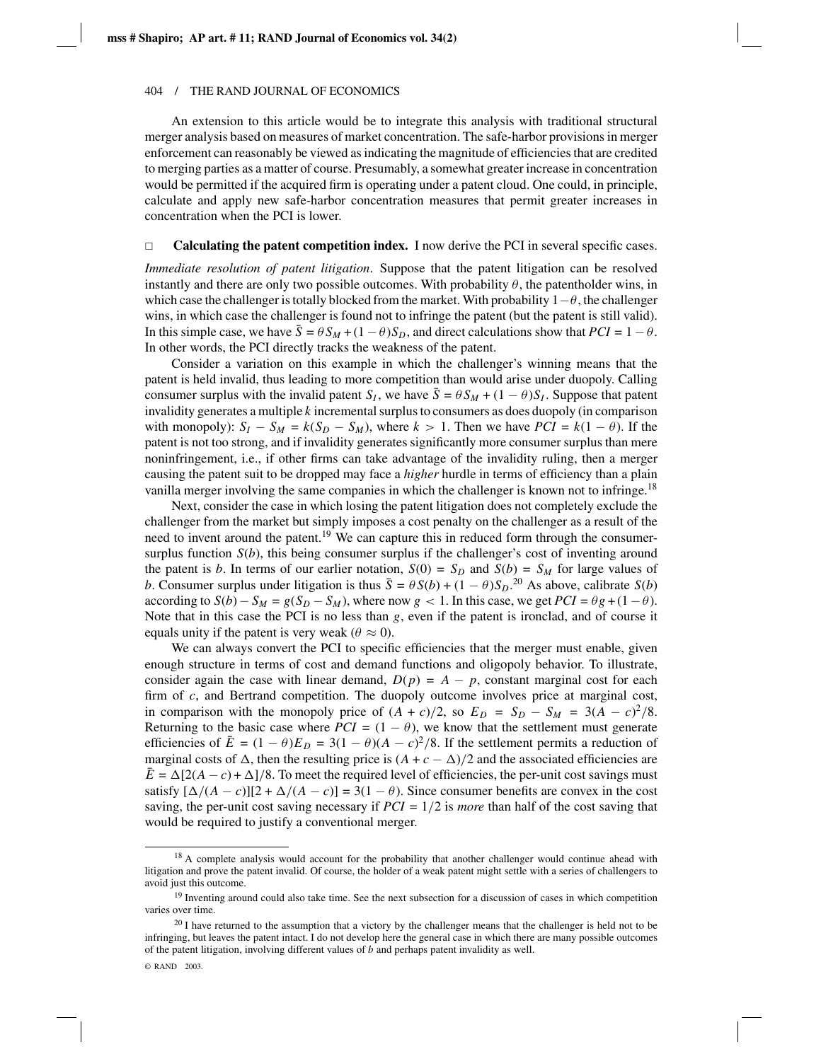An extension to this article would be to integrate this analysis with traditional structural merger analysis based on measures of market concentration. The safe-harbor provisions in merger enforcement can reasonably be viewed as indicating the magnitude of efficiencies that are credited to merging parties as a matter of course. Presumably, a somewhat greater increase in concentration would be permitted if the acquired firm is operating under a patent cloud. One could, in principle, calculate and apply new safe-harbor concentration measures that permit greater increases in concentration when the PCI is lower.

### □ Calculating the patent competition index.

I now derive the PCI in several specific cases.

*Immediate resolution of patent litigation*. Suppose that the patent litigation can be resolved instantly and there are only two possible outcomes. With probability $\theta$, the patentholder wins, in which case the challenger is totally blocked from the market. With probability $1-\theta$, the challenger wins, in which case the challenger is found not to infringe the patent (but the patent is still valid). In this simple case, we have $\bar{S} = \theta S_M + (1-\theta)S_D$, and direct calculations show that $PCI = 1 - \theta$. In other words, the PCI directly tracks the weakness of the patent.

Consider a variation on this example in which the challenger's winning means that the patent is held invalid, thus leading to more competition than would arise under duopoly. Calling consumer surplus with the invalid patent $S_I$, we have $\bar{S} = \theta S_M + (1-\theta)S_I$. Suppose that patent invalidity generates a multiple $k$ incremental surplus to consumers as does duopoly (in comparison with monopoly): $S_I - S_M = k(S_D - S_M)$, where $k > 1$. Then we have $PCI = k(1-\theta)$. If the patent is not too strong, and if invalidity generates significantly more consumer surplus than mere noninfringement, i.e., if other firms can take advantage of the invalidity ruling, then a merger causing the patent suit to be dropped may face a *higher* hurdle in terms of efficiency than a plain vanilla merger involving the same companies in which the challenger is known not to infringe.[18]

Next, consider the case in which losing the patent litigation does not completely exclude the challenger from the market but simply imposes a cost penalty on the challenger as a result of the need to invent around the patent.[19] We can capture this in reduced form through the consumer-surplus function $S(b)$, this being consumer surplus if the challenger's cost of inventing around the patent is $b$. In terms of our earlier notation, $S(0) = S_D$ and $S(b) = S_M$ for large values of $b$. Consumer surplus under litigation is thus $\bar{S} = \theta S(b) + (1-\theta)S_D$.[20] As above, calibrate $S(b)$ according to $S(b) - S_M = g(S_D - S_M)$, where now $g < 1$. In this case, we get $PCI = \theta g + (1-\theta)$. Note that in this case the PCI is no less than $g$, even if the patent is ironclad, and of course it equals unity if the patent is very weak ($\theta \approx 0$).

We can always convert the PCI to specific efficiencies that the merger must enable, given enough structure in terms of cost and demand functions and oligopoly behavior. To illustrate, consider again the case with linear demand, $D(p) = A - p$, constant marginal cost for each firm of $c$, and Bertrand competition. The duopoly outcome involves price at marginal cost, in comparison with the monopoly price of $(A+c)/2$, so $E_D = S_D - S_M = 3(A-c)^2/8$. Returning to the basic case where $PCI = (1-\theta)$, we know that the settlement must generate efficiencies of $\bar{E} = (1-\theta)E_D = 3(1-\theta)(A-c)^2/8$. If the settlement permits a reduction of marginal costs of $\Delta$, then the resulting price is $(A + c - \Delta)/2$ and the associated efficiencies are $\bar{E} = \Delta[2(A-c) + \Delta]/8$. To meet the required level of efficiencies, the per-unit cost savings must satisfy $[\Delta/(A-c)][2 + \Delta/(A-c)] = 3(1-\theta)$. Since consumer benefits are convex in the cost saving, the per-unit cost saving necessary if $PCI = 1/2$ is *more* than half of the cost saving that would be required to justify a conventional merger.

---

[18] A complete analysis would account for the probability that another challenger would continue ahead with litigation and prove the patent invalid. Of course, the holder of a weak patent might settle with a series of challengers to avoid just this outcome.

[19] Inventing around could also take time. See the next subsection for a discussion of cases in which competition varies over time.

[20] I have returned to the assumption that a victory by the challenger means that the challenger is held not to be infringing, but leaves the patent intact. I do not develop here the general case in which there are many possible outcomes of the patent litigation, involving different values of $b$ and perhaps patent invalidity as well.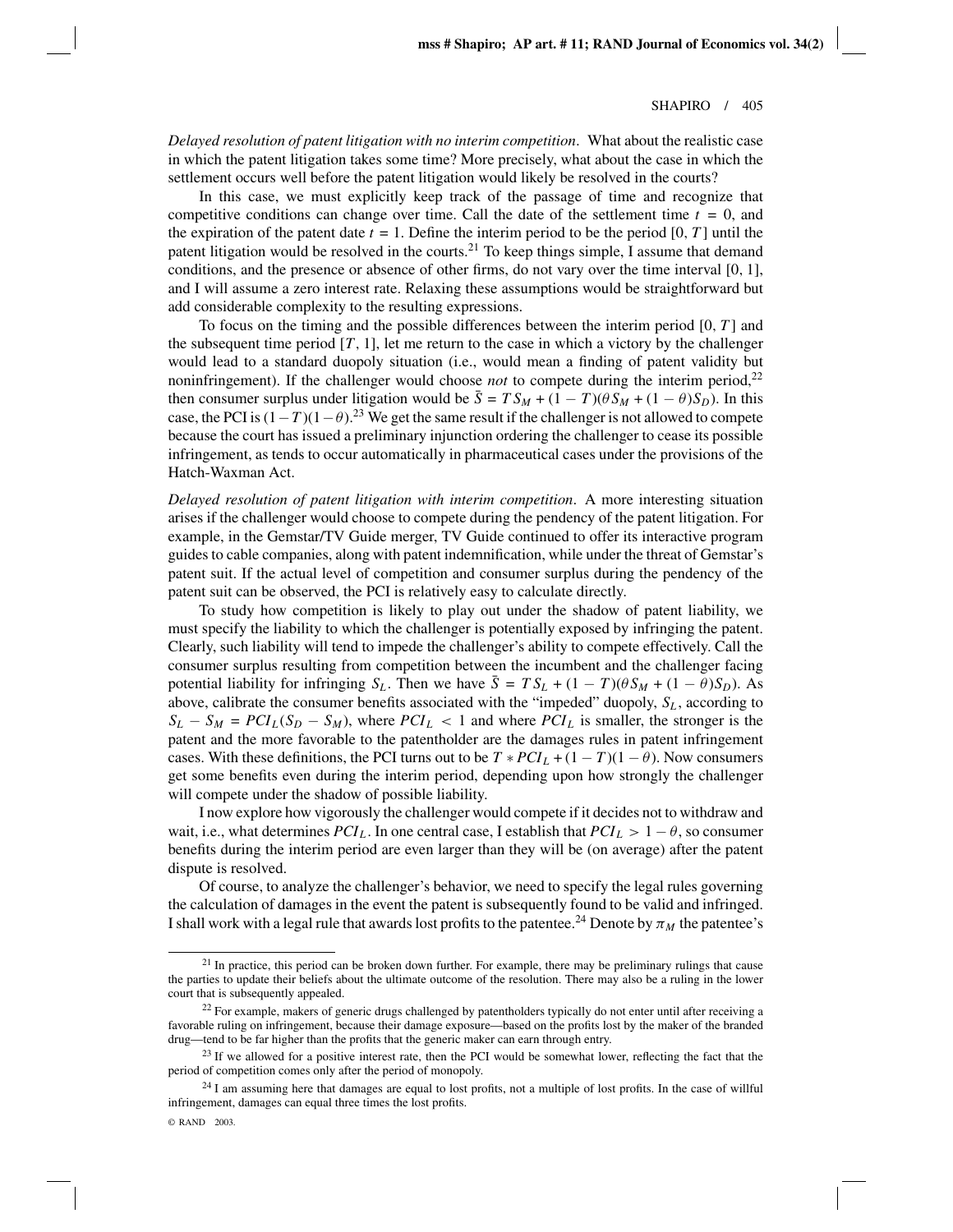*Delayed resolution of patent litigation with no interim competition*. What about the realistic case in which the patent litigation takes some time? More precisely, what about the case in which the settlement occurs well before the patent litigation would likely be resolved in the courts?

In this case, we must explicitly keep track of the passage of time and recognize that competitive conditions can change over time. Call the date of the settlement time $t = 0$, and the expiration of the patent date $t = 1$. Define the interim period to be the period $[0, T]$ until the patent litigation would be resolved in the courts.[21] To keep things simple, I assume that demand conditions, and the presence or absence of other firms, do not vary over the time interval [0, 1], and I will assume a zero interest rate. Relaxing these assumptions would be straightforward but add considerable complexity to the resulting expressions.

To focus on the timing and the possible differences between the interim period $[0, T]$ and the subsequent time period $[T, 1]$, let me return to the case in which a victory by the challenger would lead to a standard duopoly situation (i.e., would mean a finding of patent validity but noninfringement). If the challenger would choose *not* to compete during the interim period,[22] then consumer surplus under litigation would be $\bar{S} = TS_M + (1 - T)(\theta S_M + (1 - \theta)S_D)$. In this case, the PCI is $(1 - T)(1 - \theta)$.[23] We get the same result if the challenger is not allowed to compete because the court has issued a preliminary injunction ordering the challenger to cease its possible infringement, as tends to occur automatically in pharmaceutical cases under the provisions of the Hatch-Waxman Act.

*Delayed resolution of patent litigation with interim competition*. A more interesting situation arises if the challenger would choose to compete during the pendency of the patent litigation. For example, in the Gemstar/TV Guide merger, TV Guide continued to offer its interactive program guides to cable companies, along with patent indemnification, while under the threat of Gemstar's patent suit. If the actual level of competition and consumer surplus during the pendency of the patent suit can be observed, the PCI is relatively easy to calculate directly.

To study how competition is likely to play out under the shadow of patent liability, we must specify the liability to which the challenger is potentially exposed by infringing the patent. Clearly, such liability will tend to impede the challenger's ability to compete effectively. Call the consumer surplus resulting from competition between the incumbent and the challenger facing potential liability for infringing $S_L$. Then we have $\bar{S} = TS_L + (1 - T)(\theta S_M + (1 - \theta)S_D)$. As above, calibrate the consumer benefits associated with the "impeded" duopoly, $S_L$, according to $S_L - S_M = PCI_L(S_D - S_M)$, where $PCI_L < 1$ and where $PCI_L$ is smaller, the stronger is the patent and the more favorable to the patentholder are the damages rules in patent infringement cases. With these definitions, the PCI turns out to be $T * PCI_L + (1 - T)(1 - \theta)$. Now consumers get some benefits even during the interim period, depending upon how strongly the challenger will compete under the shadow of possible liability.

I now explore how vigorously the challenger would compete if it decides not to withdraw and wait, i.e., what determines $PCI_L$. In one central case, I establish that $PCI_L > 1 - \theta$, so consumer benefits during the interim period are even larger than they will be (on average) after the patent dispute is resolved.

Of course, to analyze the challenger's behavior, we need to specify the legal rules governing the calculation of damages in the event the patent is subsequently found to be valid and infringed. I shall work with a legal rule that awards lost profits to the patentee.[24] Denote by $\pi_M$ the patentee's

---

[21] In practice, this period can be broken down further. For example, there may be preliminary rulings that cause the parties to update their beliefs about the ultimate outcome of the resolution. There may also be a ruling in the lower court that is subsequently appealed.

[22] For example, makers of generic drugs challenged by patentholders typically do not enter until after receiving a favorable ruling on infringement, because their damage exposure—based on the profits lost by the maker of the branded drug—tend to be far higher than the profits that the generic maker can earn through entry.

[23] If we allowed for a positive interest rate, then the PCI would be somewhat lower, reflecting the fact that the period of competition comes only after the period of monopoly.

[24] I am assuming here that damages are equal to lost profits, not a multiple of lost profits. In the case of willful infringement, damages can equal three times the lost profits.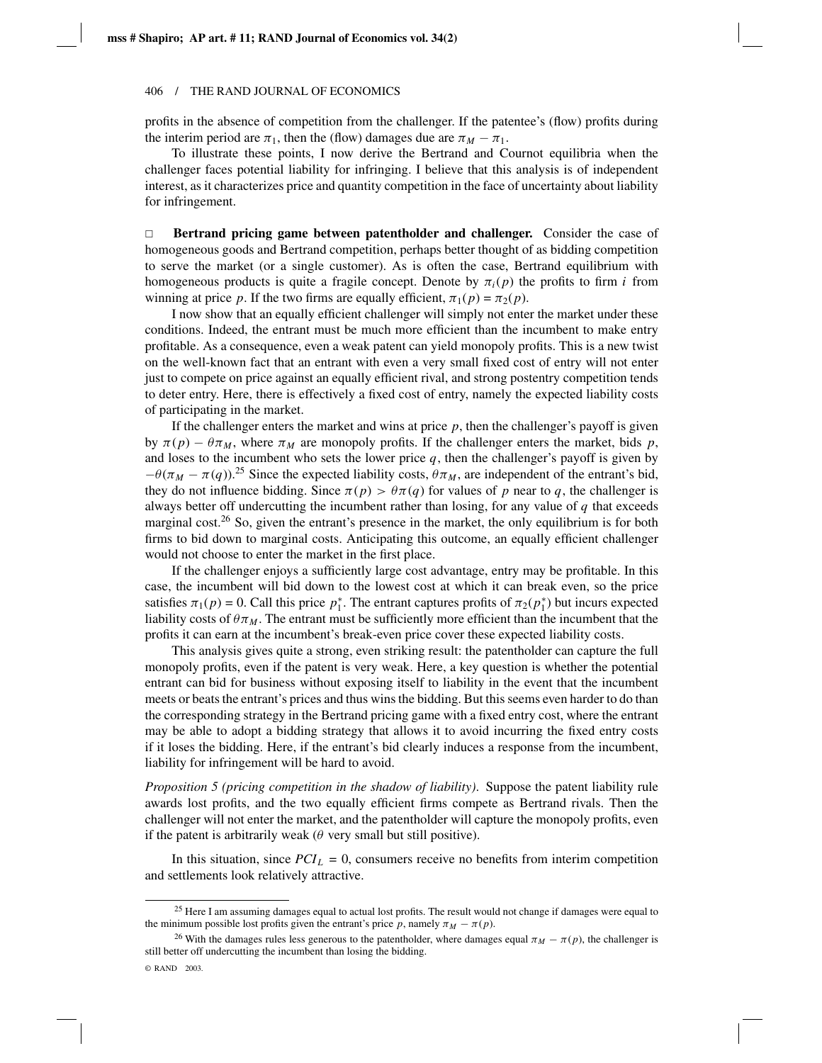profits in the absence of competition from the challenger. If the patentee's (flow) profits during the interim period are $\pi_1$, then the (flow) damages due are $\pi_M - \pi_1$.

To illustrate these points, I now derive the Bertrand and Cournot equilibria when the challenger faces potential liability for infringing. I believe that this analysis is of independent interest, as it characterizes price and quantity competition in the face of uncertainty about liability for infringement.

□ **Bertrand pricing game between patentholder and challenger.** Consider the case of homogeneous goods and Bertrand competition, perhaps better thought of as bidding competition to serve the market (or a single customer). As is often the case, Bertrand equilibrium with homogeneous products is quite a fragile concept. Denote by $\pi_i(p)$ the profits to firm $i$ from winning at price $p$. If the two firms are equally efficient, $\pi_1(p) = \pi_2(p)$.

I now show that an equally efficient challenger will simply not enter the market under these conditions. Indeed, the entrant must be much more efficient than the incumbent to make entry profitable. As a consequence, even a weak patent can yield monopoly profits. This is a new twist on the well-known fact that an entrant with even a very small fixed cost of entry will not enter just to compete on price against an equally efficient rival, and strong postentry competition tends to deter entry. Here, there is effectively a fixed cost of entry, namely the expected liability costs of participating in the market.

If the challenger enters the market and wins at price $p$, then the challenger's payoff is given by $\pi(p) - \theta\pi_M$, where $\pi_M$ are monopoly profits. If the challenger enters the market, bids $p$, and loses to the incumbent who sets the lower price $q$, then the challenger's payoff is given by $-\theta(\pi_M - \pi(q))$.[25] Since the expected liability costs, $\theta\pi_M$, are independent of the entrant's bid, they do not influence bidding. Since $\pi(p) > \theta\pi(q)$ for values of $p$ near to $q$, the challenger is always better off undercutting the incumbent rather than losing, for any value of $q$ that exceeds marginal cost.[26] So, given the entrant's presence in the market, the only equilibrium is for both firms to bid down to marginal costs. Anticipating this outcome, an equally efficient challenger would not choose to enter the market in the first place.

If the challenger enjoys a sufficiently large cost advantage, entry may be profitable. In this case, the incumbent will bid down to the lowest cost at which it can break even, so the price satisfies $\pi_1(p) = 0$. Call this price $p_1^*$. The entrant captures profits of $\pi_2(p_1^*)$ but incurs expected liability costs of $\theta\pi_M$. The entrant must be sufficiently more efficient than the incumbent that the profits it can earn at the incumbent's break-even price cover these expected liability costs.

This analysis gives quite a strong, even striking result: the patentholder can capture the full monopoly profits, even if the patent is very weak. Here, a key question is whether the potential entrant can bid for business without exposing itself to liability in the event that the incumbent meets or beats the entrant's prices and thus wins the bidding. But this seems even harder to do than the corresponding strategy in the Bertrand pricing game with a fixed entry cost, where the entrant may be able to adopt a bidding strategy that allows it to avoid incurring the fixed entry costs if it loses the bidding. Here, if the entrant's bid clearly induces a response from the incumbent, liability for infringement will be hard to avoid.

*Proposition 5 (pricing competition in the shadow of liability).* Suppose the patent liability rule awards lost profits, and the two equally efficient firms compete as Bertrand rivals. Then the challenger will not enter the market, and the patentholder will capture the monopoly profits, even if the patent is arbitrarily weak ($\theta$ very small but still positive).

In this situation, since $PCI_L = 0$, consumers receive no benefits from interim competition and settlements look relatively attractive.

[25] Here I am assuming damages equal to actual lost profits. The result would not change if damages were equal to the minimum possible lost profits given the entrant's price $p$, namely $\pi_M - \pi(p)$.

[26] With the damages rules less generous to the patentholder, where damages equal $\pi_M - \pi(p)$, the challenger is still better off undercutting the incumbent than losing the bidding.

© RAND 2003.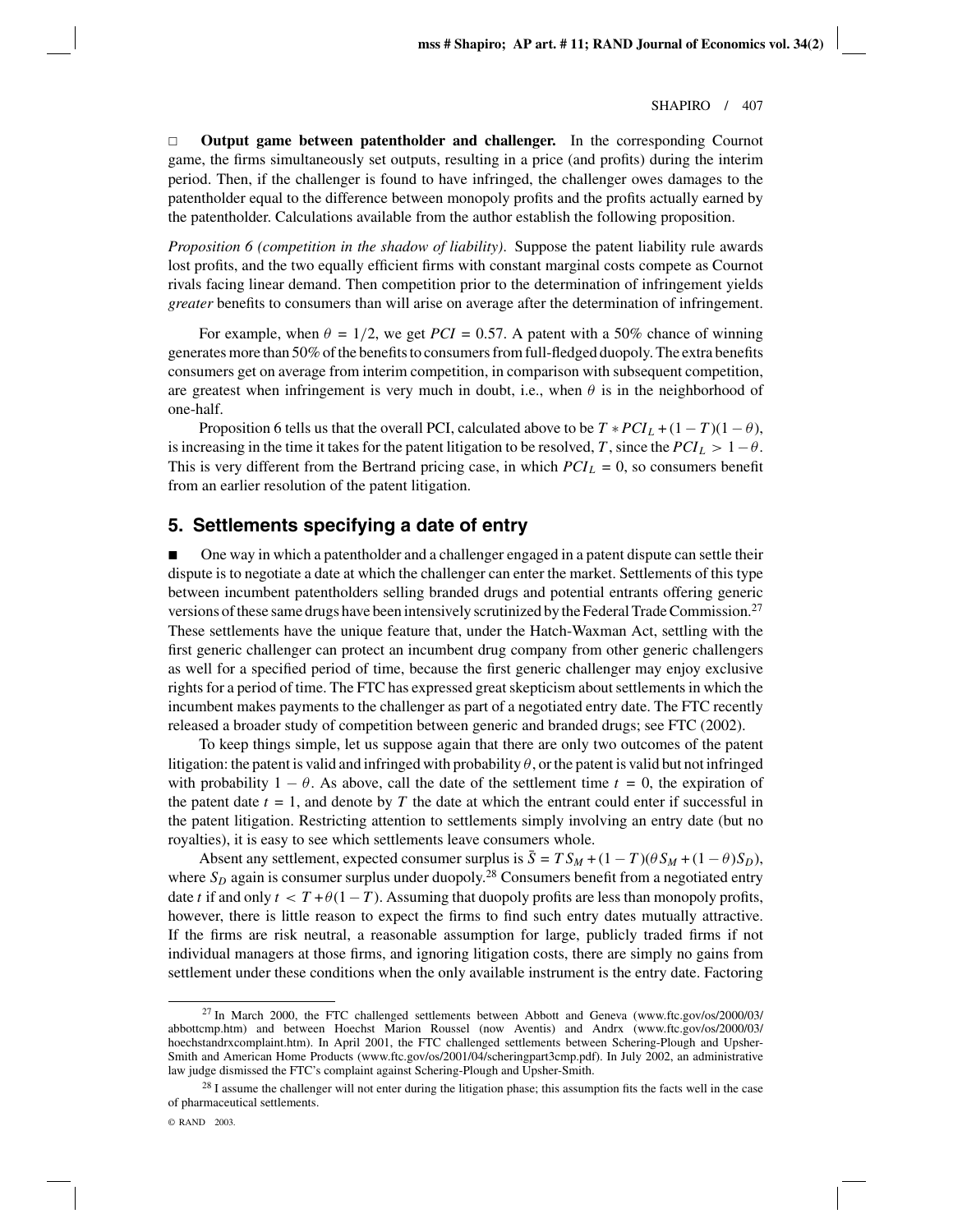□ **Output game between patentholder and challenger.** In the corresponding Cournot game, the firms simultaneously set outputs, resulting in a price (and profits) during the interim period. Then, if the challenger is found to have infringed, the challenger owes damages to the patentholder equal to the difference between monopoly profits and the profits actually earned by the patentholder. Calculations available from the author establish the following proposition.

*Proposition 6 (competition in the shadow of liability).* Suppose the patent liability rule awards lost profits, and the two equally efficient firms with constant marginal costs compete as Cournot rivals facing linear demand. Then competition prior to the determination of infringement yields *greater* benefits to consumers than will arise on average after the determination of infringement.

For example, when $\theta = 1/2$, we get $PCI = 0.57$. A patent with a 50% chance of winning generates more than 50% of the benefits to consumers from full-fledged duopoly. The extra benefits consumers get on average from interim competition, in comparison with subsequent competition, are greatest when infringement is very much in doubt, i.e., when $\theta$ is in the neighborhood of one-half.

Proposition 6 tells us that the overall PCI, calculated above to be $T * PCI_L + (1 - T)(1 - \theta)$, is increasing in the time it takes for the patent litigation to be resolved, $T$, since the $PCI_L > 1 - \theta$. This is very different from the Bertrand pricing case, in which $PCI_L = 0$, so consumers benefit from an earlier resolution of the patent litigation.

## 5. Settlements specifying a date of entry

■ One way in which a patentholder and a challenger engaged in a patent dispute can settle their dispute is to negotiate a date at which the challenger can enter the market. Settlements of this type between incumbent patentholders selling branded drugs and potential entrants offering generic versions of these same drugs have been intensively scrutinized by the Federal Trade Commission.[27] These settlements have the unique feature that, under the Hatch-Waxman Act, settling with the first generic challenger can protect an incumbent drug company from other generic challengers as well for a specified period of time, because the first generic challenger may enjoy exclusive rights for a period of time. The FTC has expressed great skepticism about settlements in which the incumbent makes payments to the challenger as part of a negotiated entry date. The FTC recently released a broader study of competition between generic and branded drugs; see FTC (2002).

To keep things simple, let us suppose again that there are only two outcomes of the patent litigation: the patent is valid and infringed with probability $\theta$, or the patent is valid but not infringed with probability $1 - \theta$. As above, call the date of the settlement time $t = 0$, the expiration of the patent date $t = 1$, and denote by $T$ the date at which the entrant could enter if successful in the patent litigation. Restricting attention to settlements simply involving an entry date (but no royalties), it is easy to see which settlements leave consumers whole.

Absent any settlement, expected consumer surplus is $\bar{S} = TS_M + (1 - T)(\theta S_M + (1 - \theta)S_D)$, where $S_D$ again is consumer surplus under duopoly.[28] Consumers benefit from a negotiated entry date $t$ if and only $t < T + \theta(1 - T)$. Assuming that duopoly profits are less than monopoly profits, however, there is little reason to expect the firms to find such entry dates mutually attractive. If the firms are risk neutral, a reasonable assumption for large, publicly traded firms if not individual managers at those firms, and ignoring litigation costs, there are simply no gains from settlement under these conditions when the only available instrument is the entry date. Factoring

---

[27] In March 2000, the FTC challenged settlements between Abbott and Geneva (www.ftc.gov/os/2000/03/abbottcmp.htm) and between Hoechst Marion Roussel (now Aventis) and Andrx (www.ftc.gov/os/2000/03/hoechstandrxcomplaint.htm). In April 2001, the FTC challenged settlements between Schering-Plough and Upsher-Smith and American Home Products (www.ftc.gov/os/2001/04/scheringpart3cmp.pdf). In July 2002, an administrative law judge dismissed the FTC's complaint against Schering-Plough and Upsher-Smith.

[28] I assume the challenger will not enter during the litigation phase; this assumption fits the facts well in the case of pharmaceutical settlements.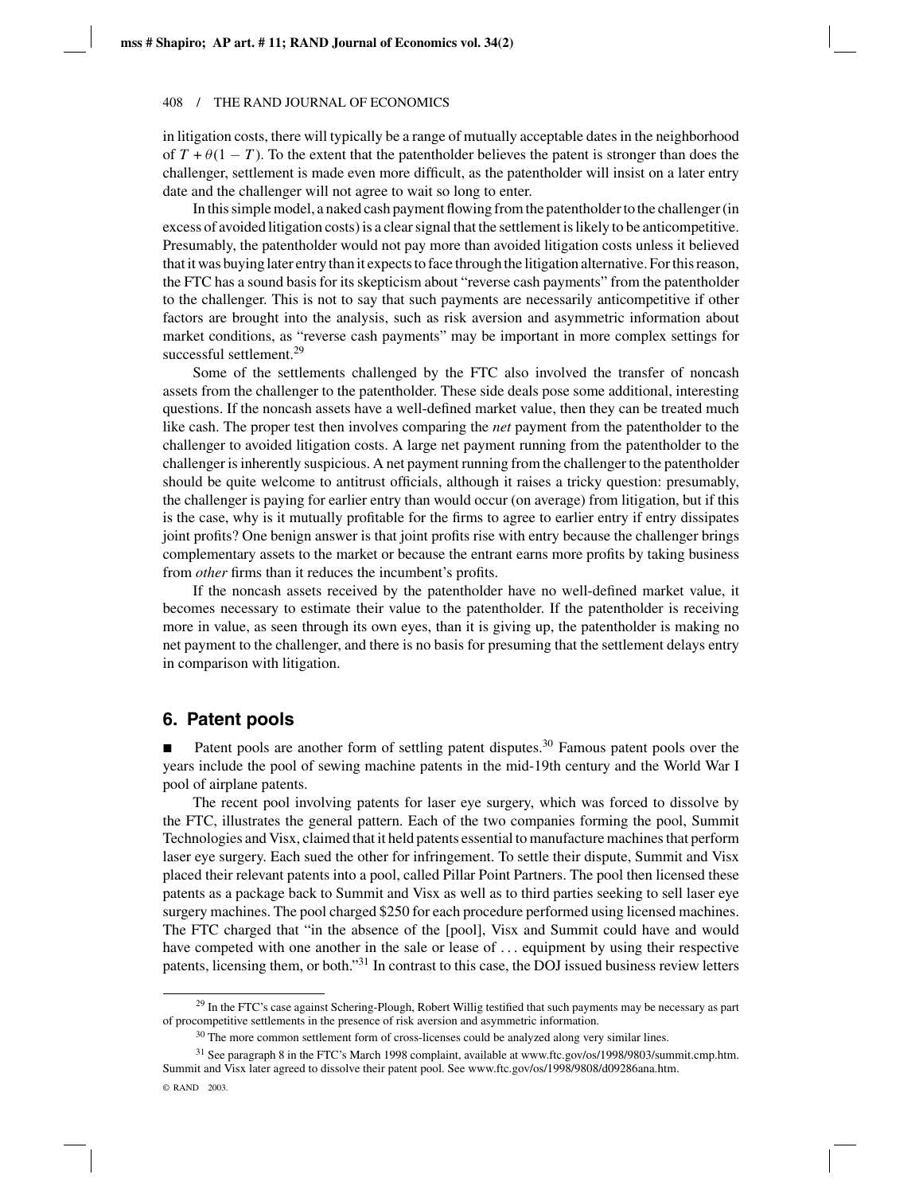in litigation costs, there will typically be a range of mutually acceptable dates in the neighborhood of $T + \theta(1 - T)$. To the extent that the patentholder believes the patent is stronger than does the challenger, settlement is made even more difficult, as the patentholder will insist on a later entry date and the challenger will not agree to wait so long to enter.

In this simple model, a naked cash payment flowing from the patentholder to the challenger (in excess of avoided litigation costs) is a clear signal that the settlement is likely to be anticompetitive. Presumably, the patentholder would not pay more than avoided litigation costs unless it believed that it was buying later entry than it expects to face through the litigation alternative. For this reason, the FTC has a sound basis for its skepticism about "reverse cash payments" from the patentholder to the challenger. This is not to say that such payments are necessarily anticompetitive if other factors are brought into the analysis, such as risk aversion and asymmetric information about market conditions, as "reverse cash payments" may be important in more complex settings for successful settlement.[29]

Some of the settlements challenged by the FTC also involved the transfer of noncash assets from the challenger to the patentholder. These side deals pose some additional, interesting questions. If the noncash assets have a well-defined market value, then they can be treated much like cash. The proper test then involves comparing the *net* payment from the patentholder to the challenger to avoided litigation costs. A large net payment running from the patentholder to the challenger is inherently suspicious. A net payment running from the challenger to the patentholder should be quite welcome to antitrust officials, although it raises a tricky question: presumably, the challenger is paying for earlier entry than would occur (on average) from litigation, but if this is the case, why is it mutually profitable for the firms to agree to earlier entry if entry dissipates joint profits? One benign answer is that joint profits rise with entry because the challenger brings complementary assets to the market or because the entrant earns more profits by taking business from *other* firms than it reduces the incumbent's profits.

If the noncash assets received by the patentholder have no well-defined market value, it becomes necessary to estimate their value to the patentholder. If the patentholder is receiving more in value, as seen through its own eyes, than it is giving up, the patentholder is making no net payment to the challenger, and there is no basis for presuming that the settlement delays entry in comparison with litigation.

## 6. Patent pools

■ Patent pools are another form of settling patent disputes.[30] Famous patent pools over the years include the pool of sewing machine patents in the mid-19th century and the World War I pool of airplane patents.

The recent pool involving patents for laser eye surgery, which was forced to dissolve by the FTC, illustrates the general pattern. Each of the two companies forming the pool, Summit Technologies and Visx, claimed that it held patents essential to manufacture machines that perform laser eye surgery. Each sued the other for infringement. To settle their dispute, Summit and Visx placed their relevant patents into a pool, called Pillar Point Partners. The pool then licensed these patents as a package back to Summit and Visx as well as to third parties seeking to sell laser eye surgery machines. The pool charged \$250 for each procedure performed using licensed machines. The FTC charged that "in the absence of the [pool], Visx and Summit could have and would have competed with one another in the sale or lease of . . . equipment by using their respective patents, licensing them, or both."[31] In contrast to this case, the DOJ issued business review letters

---

[29] In the FTC's case against Schering-Plough, Robert Willig testified that such payments may be necessary as part of procompetitive settlements in the presence of risk aversion and asymmetric information.

[30] The more common settlement form of cross-licenses could be analyzed along very similar lines.

[31] See paragraph 8 in the FTC's March 1998 complaint, available at www.ftc.gov/os/1998/9803/summit.cmp.htm. Summit and Visx later agreed to dissolve their patent pool. See www.ftc.gov/os/1998/9808/d09286ana.htm.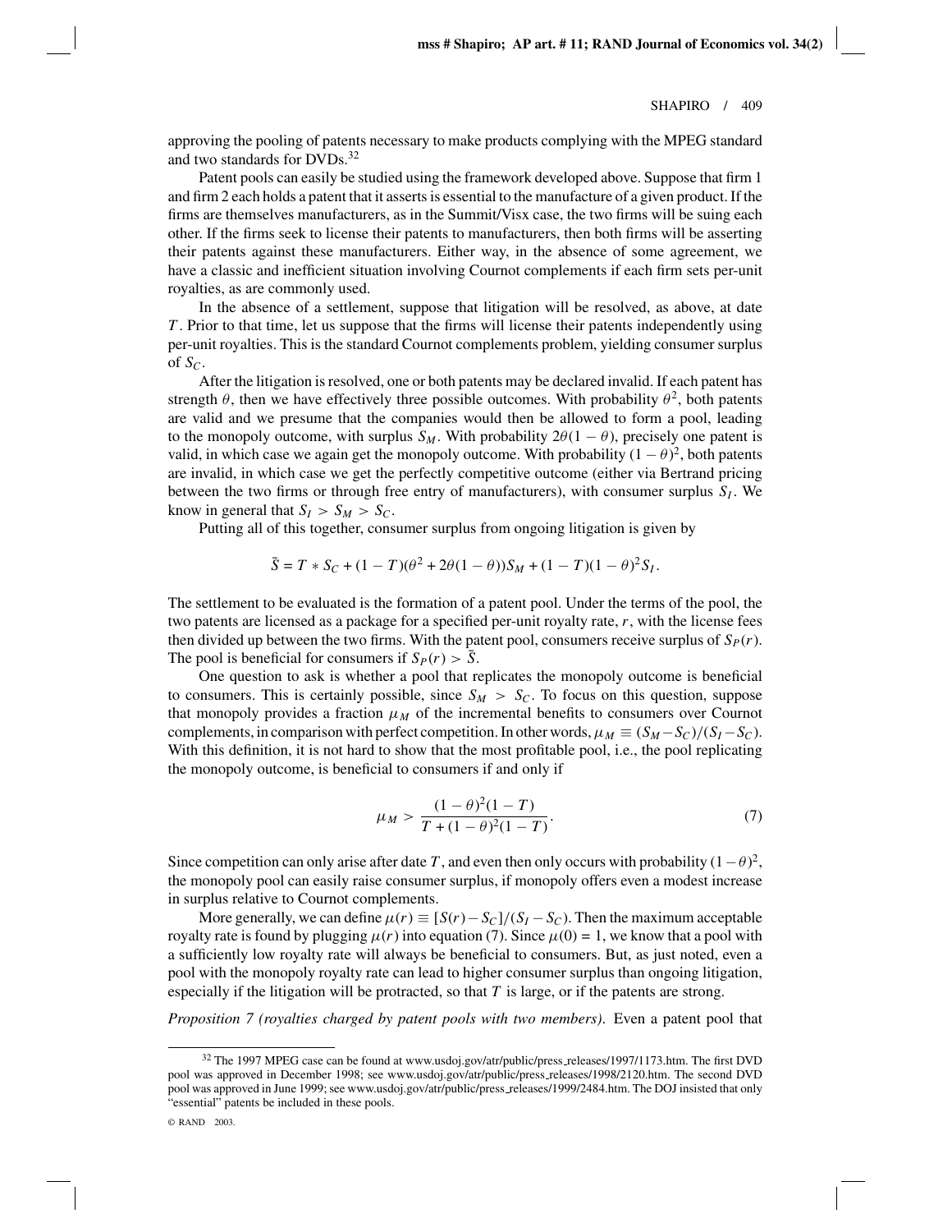approving the pooling of patents necessary to make products complying with the MPEG standard and two standards for DVDs.[32]

Patent pools can easily be studied using the framework developed above. Suppose that firm 1 and firm 2 each holds a patent that it asserts is essential to the manufacture of a given product. If the firms are themselves manufacturers, as in the Summit/Visx case, the two firms will be suing each other. If the firms seek to license their patents to manufacturers, then both firms will be asserting their patents against these manufacturers. Either way, in the absence of some agreement, we have a classic and inefficient situation involving Cournot complements if each firm sets per-unit royalties, as are commonly used.

In the absence of a settlement, suppose that litigation will be resolved, as above, at date $T$. Prior to that time, let us suppose that the firms will license their patents independently using per-unit royalties. This is the standard Cournot complements problem, yielding consumer surplus of $S_C$.

After the litigation is resolved, one or both patents may be declared invalid. If each patent has strength $\theta$, then we have effectively three possible outcomes. With probability $\theta^2$, both patents are valid and we presume that the companies would then be allowed to form a pool, leading to the monopoly outcome, with surplus $S_M$. With probability $2\theta(1-\theta)$, precisely one patent is valid, in which case we again get the monopoly outcome. With probability $(1-\theta)^2$, both patents are invalid, in which case we get the perfectly competitive outcome (either via Bertrand pricing between the two firms or through free entry of manufacturers), with consumer surplus $S_I$. We know in general that $S_I > S_M > S_C$.

Putting all of this together, consumer surplus from ongoing litigation is given by

$$\bar{S} = T * S_C + (1-T)(\theta^2 + 2\theta(1-\theta))S_M + (1-T)(1-\theta)^2 S_I.$$

The settlement to be evaluated is the formation of a patent pool. Under the terms of the pool, the two patents are licensed as a package for a specified per-unit royalty rate, $r$, with the license fees then divided up between the two firms. With the patent pool, consumers receive surplus of $S_P(r)$. The pool is beneficial for consumers if $S_P(r) > \bar{S}$.

One question to ask is whether a pool that replicates the monopoly outcome is beneficial to consumers. This is certainly possible, since $S_M > S_C$. To focus on this question, suppose that monopoly provides a fraction $\mu_M$ of the incremental benefits to consumers over Cournot complements, in comparison with perfect competition. In other words, $\mu_M \equiv (S_M - S_C)/(S_I - S_C)$. With this definition, it is not hard to show that the most profitable pool, i.e., the pool replicating the monopoly outcome, is beneficial to consumers if and only if

$$\mu_M > \frac{(1-\theta)^2(1-T)}{T + (1-\theta)^2(1-T)}. \tag{7}$$

Since competition can only arise after date $T$, and even then only occurs with probability $(1-\theta)^2$, the monopoly pool can easily raise consumer surplus, if monopoly offers even a modest increase in surplus relative to Cournot complements.

More generally, we can define $\mu(r) \equiv [S(r) - S_C]/(S_I - S_C)$. Then the maximum acceptable royalty rate is found by plugging $\mu(r)$ into equation (7). Since $\mu(0) = 1$, we know that a pool with a sufficiently low royalty rate will always be beneficial to consumers. But, as just noted, even a pool with the monopoly royalty rate can lead to higher consumer surplus than ongoing litigation, especially if the litigation will be protracted, so that $T$ is large, or if the patents are strong.

*Proposition 7 (royalties charged by patent pools with two members).* Even a patent pool that

---

[32] The 1997 MPEG case can be found at www.usdoj.gov/atr/public/press_releases/1997/1173.htm. The first DVD pool was approved in December 1998; see www.usdoj.gov/atr/public/press_releases/1998/2120.htm. The second DVD pool was approved in June 1999; see www.usdoj.gov/atr/public/press_releases/1999/2484.htm. The DOJ insisted that only "essential" patents be included in these pools.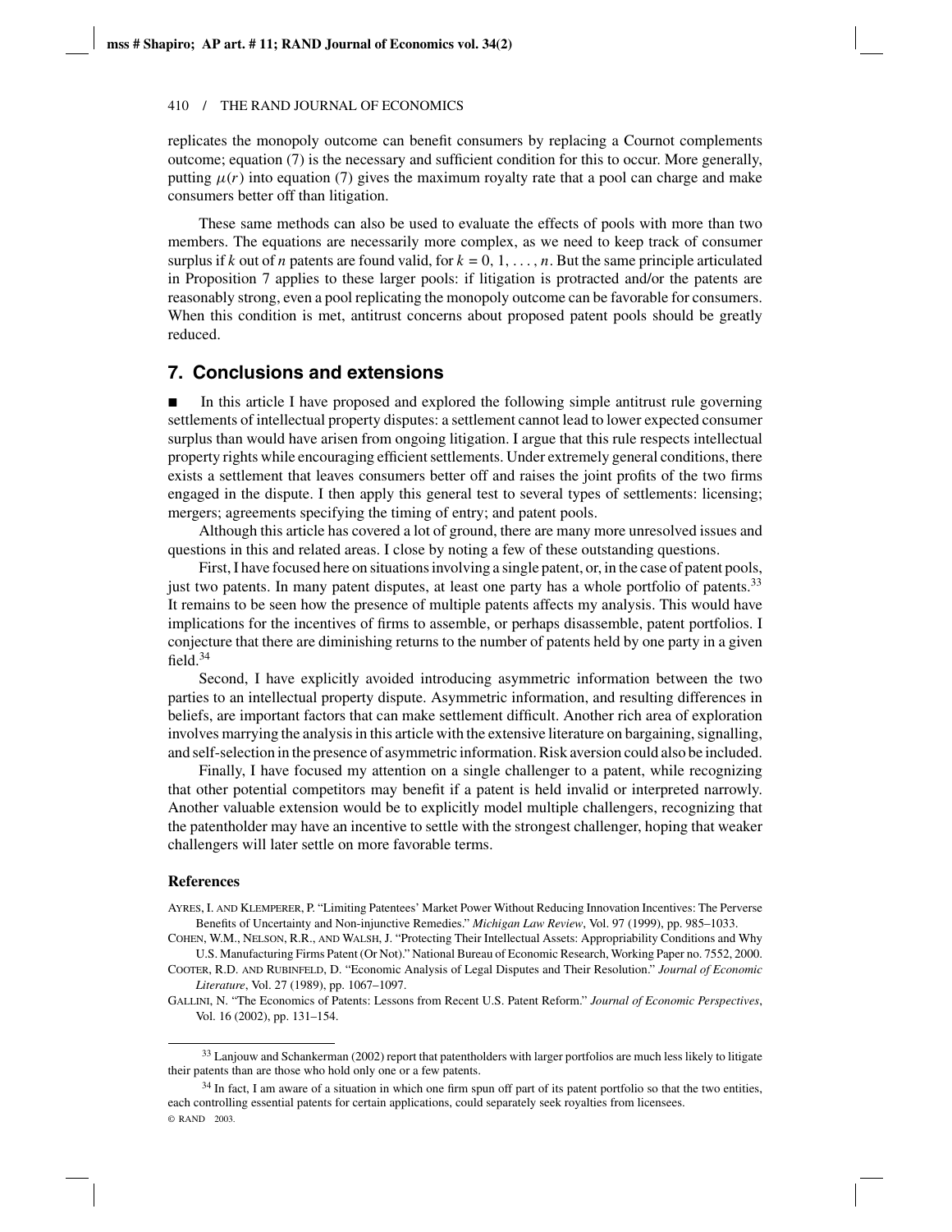replicates the monopoly outcome can benefit consumers by replacing a Cournot complements outcome; equation (7) is the necessary and sufficient condition for this to occur. More generally, putting $\mu(r)$ into equation (7) gives the maximum royalty rate that a pool can charge and make consumers better off than litigation.

These same methods can also be used to evaluate the effects of pools with more than two members. The equations are necessarily more complex, as we need to keep track of consumer surplus if $k$ out of $n$ patents are found valid, for $k = 0, 1, \ldots, n$. But the same principle articulated in Proposition 7 applies to these larger pools: if litigation is protracted and/or the patents are reasonably strong, even a pool replicating the monopoly outcome can be favorable for consumers. When this condition is met, antitrust concerns about proposed patent pools should be greatly reduced.

## 7. Conclusions and extensions

■ In this article I have proposed and explored the following simple antitrust rule governing settlements of intellectual property disputes: a settlement cannot lead to lower expected consumer surplus than would have arisen from ongoing litigation. I argue that this rule respects intellectual property rights while encouraging efficient settlements. Under extremely general conditions, there exists a settlement that leaves consumers better off and raises the joint profits of the two firms engaged in the dispute. I then apply this general test to several types of settlements: licensing; mergers; agreements specifying the timing of entry; and patent pools.

Although this article has covered a lot of ground, there are many more unresolved issues and questions in this and related areas. I close by noting a few of these outstanding questions.

First, I have focused here on situations involving a single patent, or, in the case of patent pools, just two patents. In many patent disputes, at least one party has a whole portfolio of patents.[33] It remains to be seen how the presence of multiple patents affects my analysis. This would have implications for the incentives of firms to assemble, or perhaps disassemble, patent portfolios. I conjecture that there are diminishing returns to the number of patents held by one party in a given field.[34]

Second, I have explicitly avoided introducing asymmetric information between the two parties to an intellectual property dispute. Asymmetric information, and resulting differences in beliefs, are important factors that can make settlement difficult. Another rich area of exploration involves marrying the analysis in this article with the extensive literature on bargaining, signalling, and self-selection in the presence of asymmetric information. Risk aversion could also be included.

Finally, I have focused my attention on a single challenger to a patent, while recognizing that other potential competitors may benefit if a patent is held invalid or interpreted narrowly. Another valuable extension would be to explicitly model multiple challengers, recognizing that the patentholder may have an incentive to settle with the strongest challenger, hoping that weaker challengers will later settle on more favorable terms.

### References

Ayres, I. and Klemperer, P. "Limiting Patentees' Market Power Without Reducing Innovation Incentives: The Perverse Benefits of Uncertainty and Non-injunctive Remedies." *Michigan Law Review*, Vol. 97 (1999), pp. 985–1033.

Cohen, W.M., Nelson, R.R., and Walsh, J. "Protecting Their Intellectual Assets: Appropriability Conditions and Why U.S. Manufacturing Firms Patent (Or Not)." National Bureau of Economic Research, Working Paper no. 7552, 2000.

Cooter, R.D. and Rubinfeld, D. "Economic Analysis of Legal Disputes and Their Resolution." *Journal of Economic Literature*, Vol. 27 (1989), pp. 1067–1097.

Gallini, N. "The Economics of Patents: Lessons from Recent U.S. Patent Reform." *Journal of Economic Perspectives*, Vol. 16 (2002), pp. 131–154.

---

[33] Lanjouw and Schankerman (2002) report that patentholders with larger portfolios are much less likely to litigate their patents than are those who hold only one or a few patents.

[34] In fact, I am aware of a situation in which one firm spun off part of its patent portfolio so that the two entities, each controlling essential patents for certain applications, could separately seek royalties from licensees.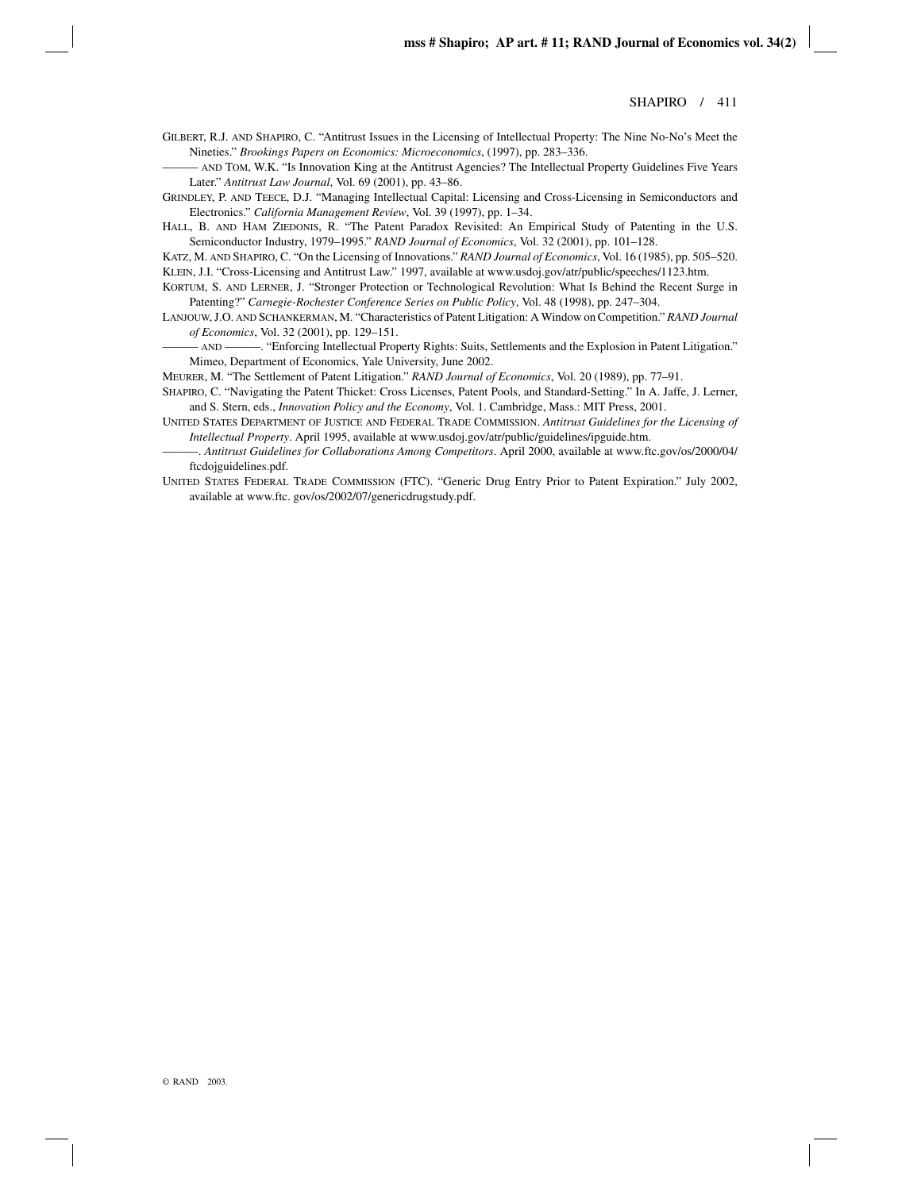GILBERT, R.J. AND SHAPIRO, C. "Antitrust Issues in the Licensing of Intellectual Property: The Nine No-No's Meet the Nineties." *Brookings Papers on Economics: Microeconomics*, (1997), pp. 283–336.

——— AND TOM, W.K. "Is Innovation King at the Antitrust Agencies? The Intellectual Property Guidelines Five Years Later." *Antitrust Law Journal*, Vol. 69 (2001), pp. 43–86.

GRINDLEY, P. AND TEECE, D.J. "Managing Intellectual Capital: Licensing and Cross-Licensing in Semiconductors and Electronics." *California Management Review*, Vol. 39 (1997), pp. 1–34.

HALL, B. AND HAM ZIEDONIS, R. "The Patent Paradox Revisited: An Empirical Study of Patenting in the U.S. Semiconductor Industry, 1979–1995." *RAND Journal of Economics*, Vol. 32 (2001), pp. 101–128.

KATZ, M. AND SHAPIRO, C. "On the Licensing of Innovations." *RAND Journal of Economics*, Vol. 16 (1985), pp. 505–520.

KLEIN, J.I. "Cross-Licensing and Antitrust Law." 1997, available at www.usdoj.gov/atr/public/speeches/1123.htm.

KORTUM, S. AND LERNER, J. "Stronger Protection or Technological Revolution: What Is Behind the Recent Surge in Patenting?" *Carnegie-Rochester Conference Series on Public Policy*, Vol. 48 (1998), pp. 247–304.

LANJOUW, J.O. AND SCHANKERMAN, M. "Characteristics of Patent Litigation: A Window on Competition." *RAND Journal of Economics*, Vol. 32 (2001), pp. 129–151.

——— AND ———. "Enforcing Intellectual Property Rights: Suits, Settlements and the Explosion in Patent Litigation." Mimeo, Department of Economics, Yale University, June 2002.

MEURER, M. "The Settlement of Patent Litigation." *RAND Journal of Economics*, Vol. 20 (1989), pp. 77–91.

SHAPIRO, C. "Navigating the Patent Thicket: Cross Licenses, Patent Pools, and Standard-Setting." In A. Jaffe, J. Lerner, and S. Stern, eds., *Innovation Policy and the Economy*, Vol. 1. Cambridge, Mass.: MIT Press, 2001.

UNITED STATES DEPARTMENT OF JUSTICE AND FEDERAL TRADE COMMISSION. *Antitrust Guidelines for the Licensing of Intellectual Property*. April 1995, available at www.usdoj.gov/atr/public/guidelines/ipguide.htm.

———. *Antitrust Guidelines for Collaborations Among Competitors*. April 2000, available at www.ftc.gov/os/2000/04/ftcdojguidelines.pdf.

UNITED STATES FEDERAL TRADE COMMISSION (FTC). "Generic Drug Entry Prior to Patent Expiration." July 2002, available at www.ftc. gov/os/2002/07/genericdrugstudy.pdf.